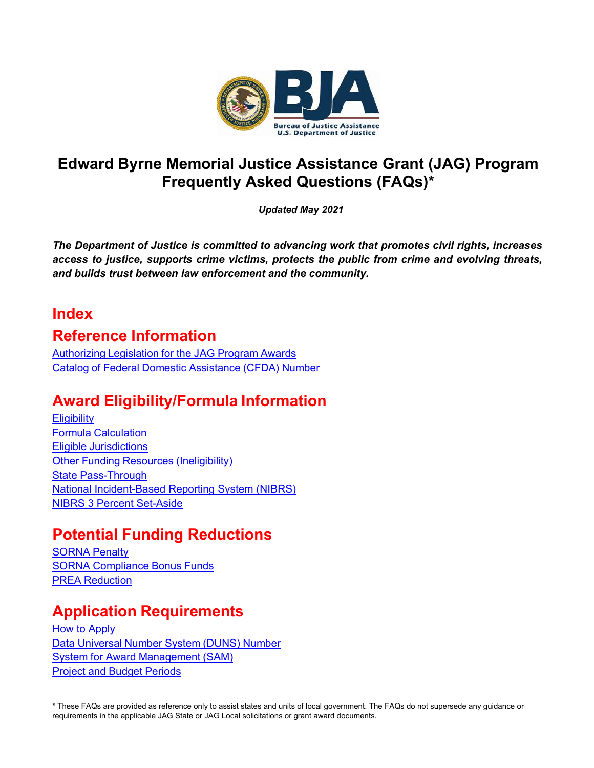# Edward Byrne Memorial Justice Assistance Grant (JAG) Program Frequently Asked Questions (FAQs)*

***Updated May 2021***

***The Department of Justice is committed to advancing work that promotes civil rights, increases access to justice, supports crime victims, protects the public from crime and evolving threats, and builds trust between law enforcement and the community.***

## Index

## Reference Information

Authorizing Legislation for the JAG Program Awards
Catalog of Federal Domestic Assistance (CFDA) Number

## Award Eligibility/Formula Information

Eligibility
Formula Calculation
Eligible Jurisdictions
Other Funding Resources (Ineligibility)
State Pass-Through
National Incident-Based Reporting System (NIBRS)
NIBRS 3 Percent Set-Aside

## Potential Funding Reductions

SORNA Penalty
SORNA Compliance Bonus Funds
PREA Reduction

## Application Requirements

How to Apply
Data Universal Number System (DUNS) Number
System for Award Management (SAM)
Project and Budget Periods

* These FAQs are provided as reference only to assist states and units of local government. The FAQs do not supersede any guidance or requirements in the applicable JAG State or JAG Local solicitations or grant award documents.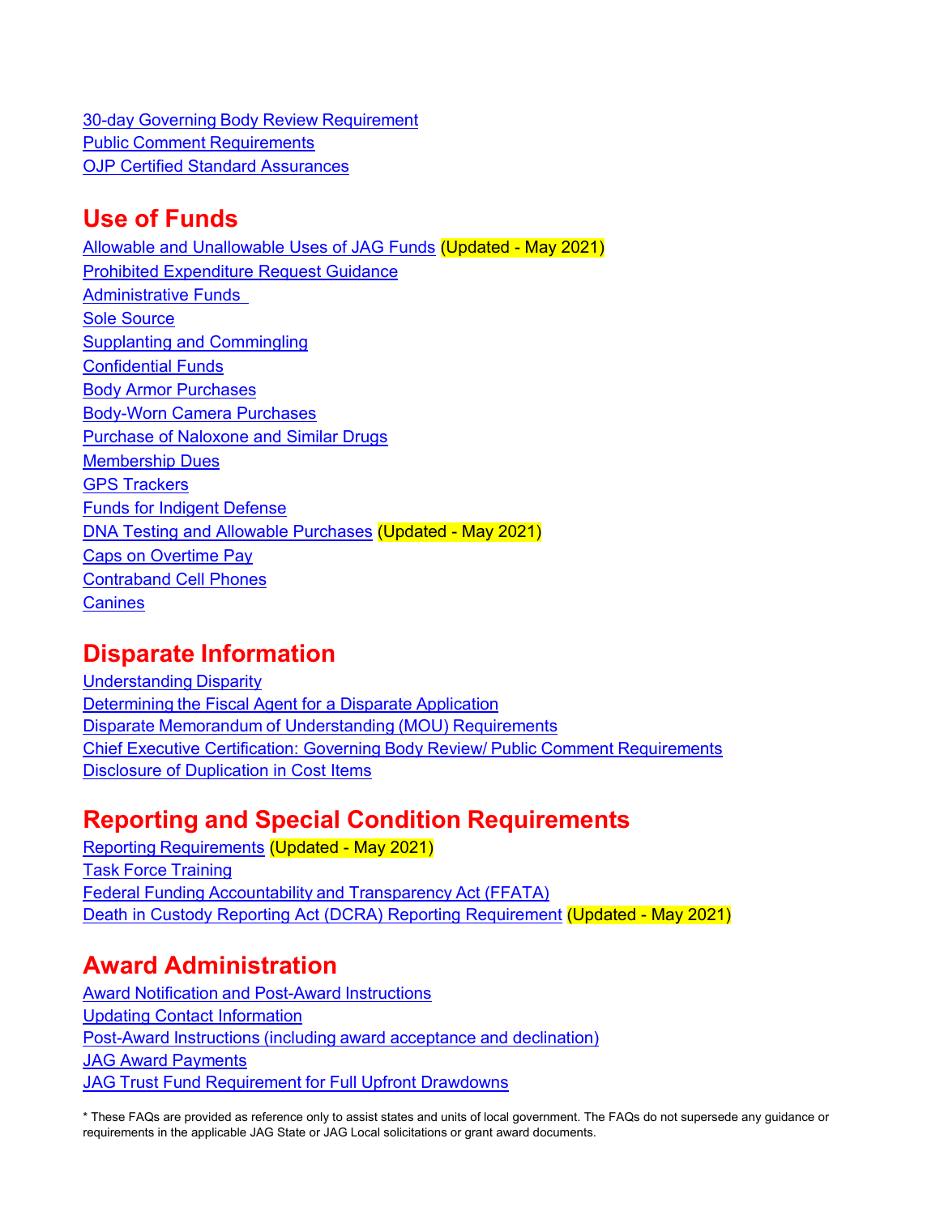30-day Governing Body Review Requirement
Public Comment Requirements
OJP Certified Standard Assurances

## Use of Funds

Allowable and Unallowable Uses of JAG Funds (Updated - May 2021)
Prohibited Expenditure Request Guidance
Administrative Funds
Sole Source
Supplanting and Commingling
Confidential Funds
Body Armor Purchases
Body-Worn Camera Purchases
Purchase of Naloxone and Similar Drugs
Membership Dues
GPS Trackers
Funds for Indigent Defense
DNA Testing and Allowable Purchases (Updated - May 2021)
Caps on Overtime Pay
Contraband Cell Phones
Canines

## Disparate Information

Understanding Disparity
Determining the Fiscal Agent for a Disparate Application
Disparate Memorandum of Understanding (MOU) Requirements
Chief Executive Certification: Governing Body Review/ Public Comment Requirements
Disclosure of Duplication in Cost Items

## Reporting and Special Condition Requirements

Reporting Requirements (Updated - May 2021)
Task Force Training
Federal Funding Accountability and Transparency Act (FFATA)
Death in Custody Reporting Act (DCRA) Reporting Requirement (Updated - May 2021)

## Award Administration

Award Notification and Post-Award Instructions
Updating Contact Information
Post-Award Instructions (including award acceptance and declination)
JAG Award Payments
JAG Trust Fund Requirement for Full Upfront Drawdowns

* These FAQs are provided as reference only to assist states and units of local government. The FAQs do not supersede any guidance or requirements in the applicable JAG State or JAG Local solicitations or grant award documents.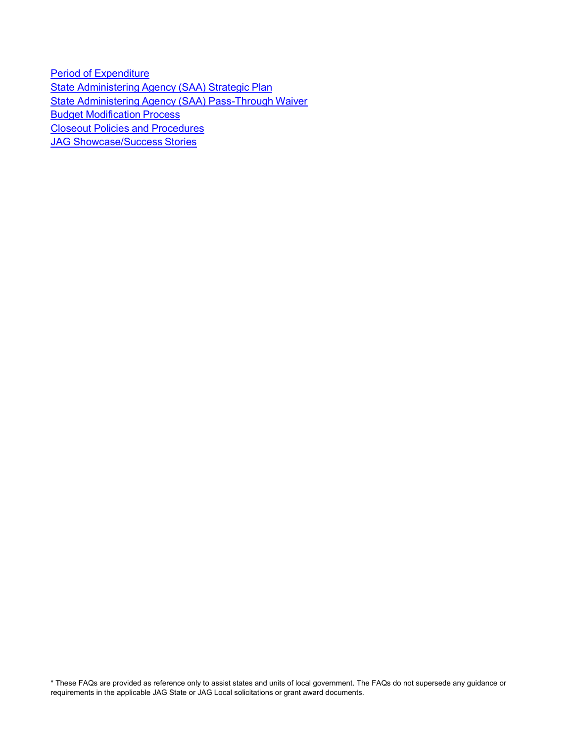[Period of Expenditure](#)
[State Administering Agency (SAA) Strategic Plan](#)
[State Administering Agency (SAA) Pass-Through Waiver](#)
[Budget Modification Process](#)
[Closeout Policies and Procedures](#)
[JAG Showcase/Success Stories](#)

* These FAQs are provided as reference only to assist states and units of local government. The FAQs do not supersede any guidance or requirements in the applicable JAG State or JAG Local solicitations or grant award documents.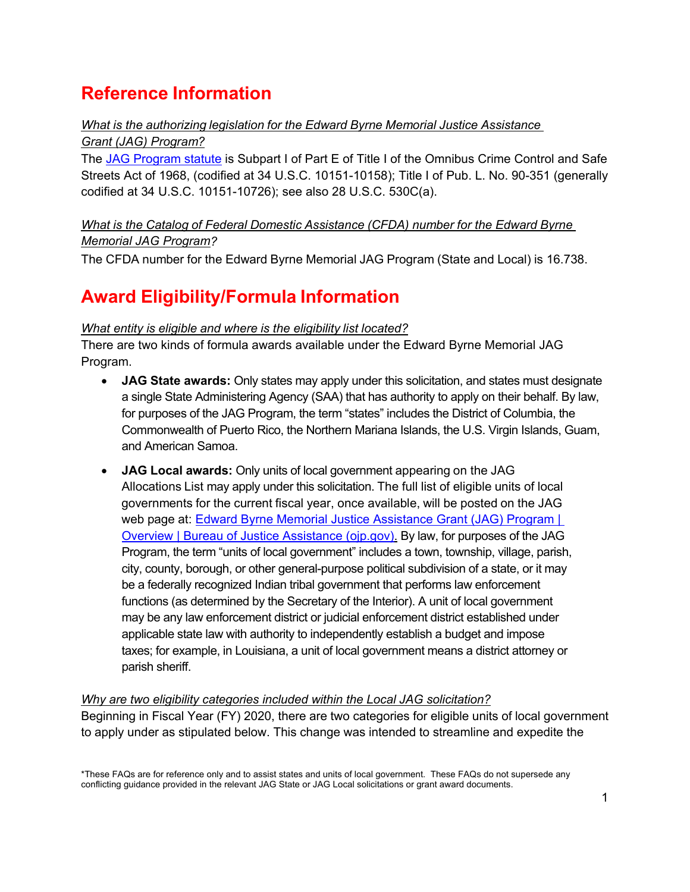# Reference Information

*What is the authorizing legislation for the Edward Byrne Memorial Justice Assistance Grant (JAG) Program?*

The JAG Program statute is Subpart I of Part E of Title I of the Omnibus Crime Control and Safe Streets Act of 1968, (codified at 34 U.S.C. 10151-10158); Title I of Pub. L. No. 90-351 (generally codified at 34 U.S.C. 10151-10726); see also 28 U.S.C. 530C(a).

*What is the Catalog of Federal Domestic Assistance (CFDA) number for the Edward Byrne Memorial JAG Program?*

The CFDA number for the Edward Byrne Memorial JAG Program (State and Local) is 16.738.

# Award Eligibility/Formula Information

*What entity is eligible and where is the eligibility list located?*

There are two kinds of formula awards available under the Edward Byrne Memorial JAG Program.

- **JAG State awards:** Only states may apply under this solicitation, and states must designate a single State Administering Agency (SAA) that has authority to apply on their behalf. By law, for purposes of the JAG Program, the term "states" includes the District of Columbia, the Commonwealth of Puerto Rico, the Northern Mariana Islands, the U.S. Virgin Islands, Guam, and American Samoa.

- **JAG Local awards:** Only units of local government appearing on the JAG Allocations List may apply under this solicitation. The full list of eligible units of local governments for the current fiscal year, once available, will be posted on the JAG web page at: Edward Byrne Memorial Justice Assistance Grant (JAG) Program | Overview | Bureau of Justice Assistance (ojp.gov). By law, for purposes of the JAG Program, the term "units of local government" includes a town, township, village, parish, city, county, borough, or other general-purpose political subdivision of a state, or it may be a federally recognized Indian tribal government that performs law enforcement functions (as determined by the Secretary of the Interior). A unit of local government may be any law enforcement district or judicial enforcement district established under applicable state law with authority to independently establish a budget and impose taxes; for example, in Louisiana, a unit of local government means a district attorney or parish sheriff.

*Why are two eligibility categories included within the Local JAG solicitation?*

Beginning in Fiscal Year (FY) 2020, there are two categories for eligible units of local government to apply under as stipulated below. This change was intended to streamline and expedite the

*These FAQs are for reference only and to assist states and units of local government. These FAQs do not supersede any conflicting guidance provided in the relevant JAG State or JAG Local solicitations or grant award documents.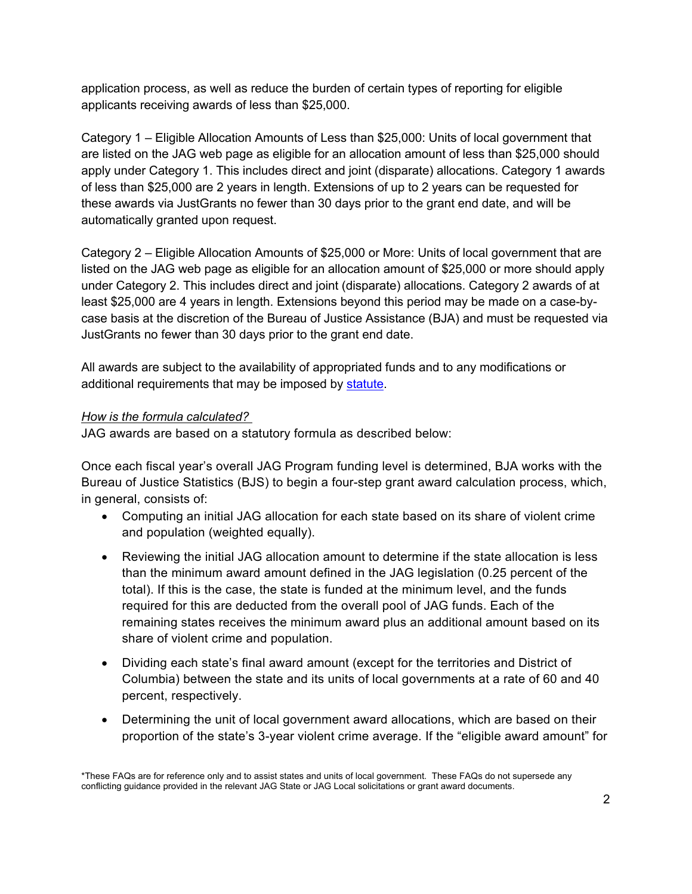application process, as well as reduce the burden of certain types of reporting for eligible applicants receiving awards of less than $25,000.

Category 1 – Eligible Allocation Amounts of Less than $25,000: Units of local government that are listed on the JAG web page as eligible for an allocation amount of less than $25,000 should apply under Category 1. This includes direct and joint (disparate) allocations. Category 1 awards of less than $25,000 are 2 years in length. Extensions of up to 2 years can be requested for these awards via JustGrants no fewer than 30 days prior to the grant end date, and will be automatically granted upon request.

Category 2 – Eligible Allocation Amounts of $25,000 or More: Units of local government that are listed on the JAG web page as eligible for an allocation amount of $25,000 or more should apply under Category 2. This includes direct and joint (disparate) allocations. Category 2 awards of at least $25,000 are 4 years in length. Extensions beyond this period may be made on a case-by-case basis at the discretion of the Bureau of Justice Assistance (BJA) and must be requested via JustGrants no fewer than 30 days prior to the grant end date.

All awards are subject to the availability of appropriated funds and to any modifications or additional requirements that may be imposed by statute.

*How is the formula calculated?*

JAG awards are based on a statutory formula as described below:

Once each fiscal year's overall JAG Program funding level is determined, BJA works with the Bureau of Justice Statistics (BJS) to begin a four-step grant award calculation process, which, in general, consists of:

- Computing an initial JAG allocation for each state based on its share of violent crime and population (weighted equally).
- Reviewing the initial JAG allocation amount to determine if the state allocation is less than the minimum award amount defined in the JAG legislation (0.25 percent of the total). If this is the case, the state is funded at the minimum level, and the funds required for this are deducted from the overall pool of JAG funds. Each of the remaining states receives the minimum award plus an additional amount based on its share of violent crime and population.
- Dividing each state's final award amount (except for the territories and District of Columbia) between the state and its units of local governments at a rate of 60 and 40 percent, respectively.
- Determining the unit of local government award allocations, which are based on their proportion of the state's 3-year violent crime average. If the "eligible award amount" for

*These FAQs are for reference only and to assist states and units of local government. These FAQs do not supersede any conflicting guidance provided in the relevant JAG State or JAG Local solicitations or grant award documents.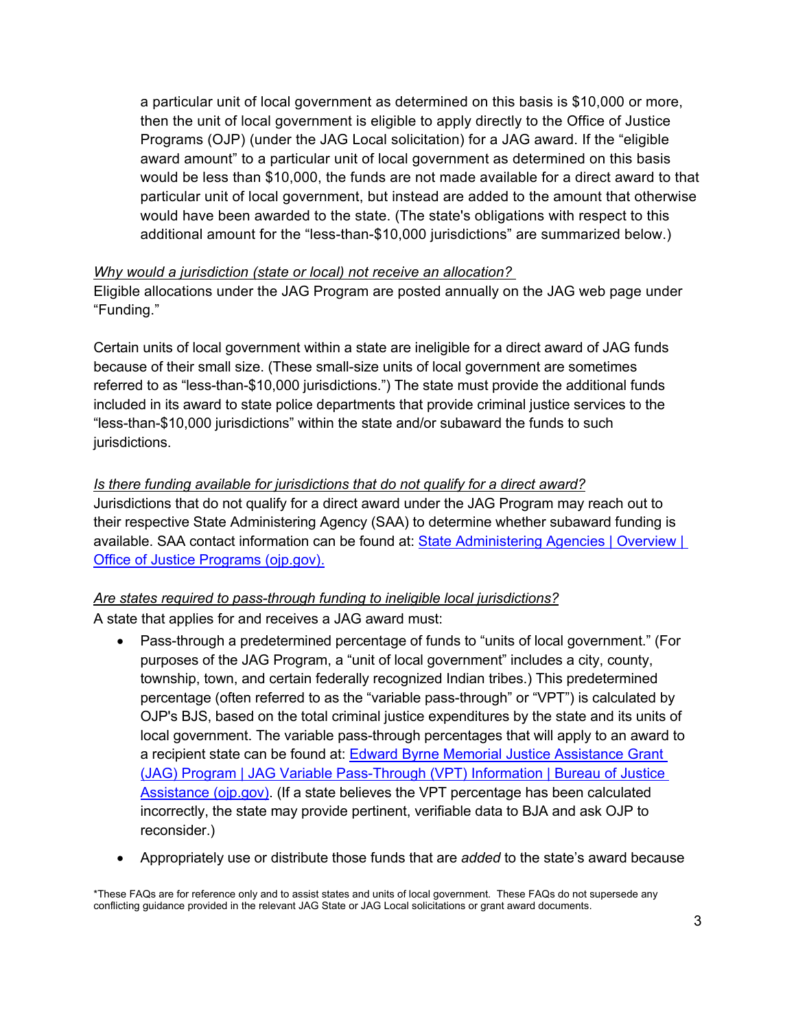a particular unit of local government as determined on this basis is $10,000 or more, then the unit of local government is eligible to apply directly to the Office of Justice Programs (OJP) (under the JAG Local solicitation) for a JAG award. If the "eligible award amount" to a particular unit of local government as determined on this basis would be less than $10,000, the funds are not made available for a direct award to that particular unit of local government, but instead are added to the amount that otherwise would have been awarded to the state. (The state's obligations with respect to this additional amount for the "less-than-$10,000 jurisdictions" are summarized below.)

*Why would a jurisdiction (state or local) not receive an allocation?*

Eligible allocations under the JAG Program are posted annually on the JAG web page under "Funding."

Certain units of local government within a state are ineligible for a direct award of JAG funds because of their small size. (These small-size units of local government are sometimes referred to as "less-than-$10,000 jurisdictions.") The state must provide the additional funds included in its award to state police departments that provide criminal justice services to the "less-than-$10,000 jurisdictions" within the state and/or subaward the funds to such jurisdictions.

*Is there funding available for jurisdictions that do not qualify for a direct award?*

Jurisdictions that do not qualify for a direct award under the JAG Program may reach out to their respective State Administering Agency (SAA) to determine whether subaward funding is available. SAA contact information can be found at: [State Administering Agencies | Overview | Office of Justice Programs (ojp.gov).]

*Are states required to pass-through funding to ineligible local jurisdictions?*

A state that applies for and receives a JAG award must:

- Pass-through a predetermined percentage of funds to "units of local government." (For purposes of the JAG Program, a "unit of local government" includes a city, county, township, town, and certain federally recognized Indian tribes.) This predetermined percentage (often referred to as the "variable pass-through" or "VPT") is calculated by OJP's BJS, based on the total criminal justice expenditures by the state and its units of local government. The variable pass-through percentages that will apply to an award to a recipient state can be found at: [Edward Byrne Memorial Justice Assistance Grant (JAG) Program | JAG Variable Pass-Through (VPT) Information | Bureau of Justice Assistance (ojp.gov)]. (If a state believes the VPT percentage has been calculated incorrectly, the state may provide pertinent, verifiable data to BJA and ask OJP to reconsider.)
- Appropriately use or distribute those funds that are *added* to the state's award because

*These FAQs are for reference only and to assist states and units of local government. These FAQs do not supersede any conflicting guidance provided in the relevant JAG State or JAG Local solicitations or grant award documents.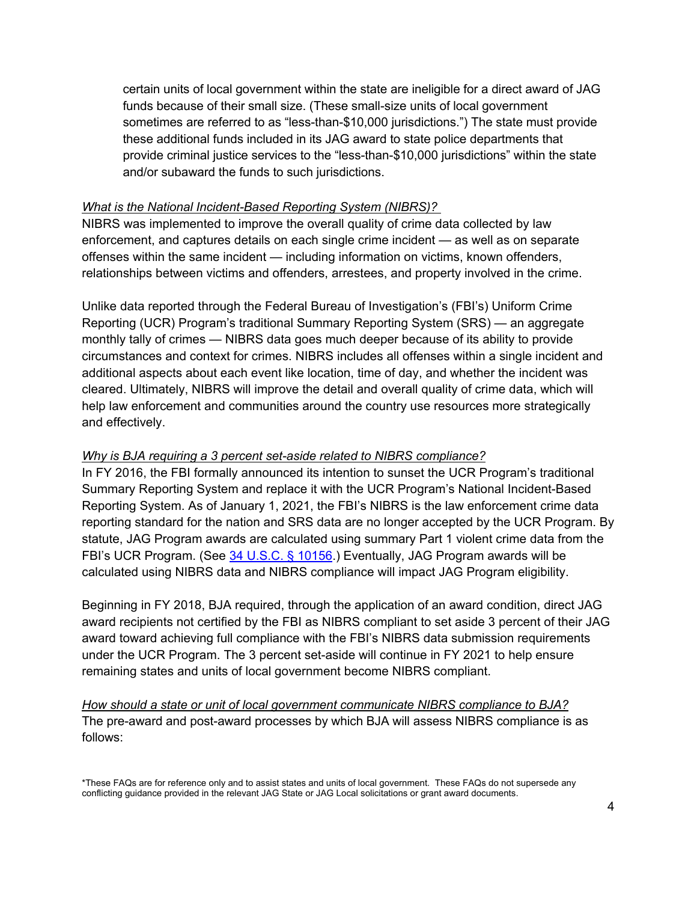certain units of local government within the state are ineligible for a direct award of JAG funds because of their small size. (These small-size units of local government sometimes are referred to as "less-than-$10,000 jurisdictions.") The state must provide these additional funds included in its JAG award to state police departments that provide criminal justice services to the "less-than-$10,000 jurisdictions" within the state and/or subaward the funds to such jurisdictions.

*What is the National Incident-Based Reporting System (NIBRS)?*

NIBRS was implemented to improve the overall quality of crime data collected by law enforcement, and captures details on each single crime incident — as well as on separate offenses within the same incident — including information on victims, known offenders, relationships between victims and offenders, arrestees, and property involved in the crime.

Unlike data reported through the Federal Bureau of Investigation's (FBI's) Uniform Crime Reporting (UCR) Program's traditional Summary Reporting System (SRS) — an aggregate monthly tally of crimes — NIBRS data goes much deeper because of its ability to provide circumstances and context for crimes. NIBRS includes all offenses within a single incident and additional aspects about each event like location, time of day, and whether the incident was cleared. Ultimately, NIBRS will improve the detail and overall quality of crime data, which will help law enforcement and communities around the country use resources more strategically and effectively.

*Why is BJA requiring a 3 percent set-aside related to NIBRS compliance?*

In FY 2016, the FBI formally announced its intention to sunset the UCR Program's traditional Summary Reporting System and replace it with the UCR Program's National Incident-Based Reporting System. As of January 1, 2021, the FBI's NIBRS is the law enforcement crime data reporting standard for the nation and SRS data are no longer accepted by the UCR Program. By statute, JAG Program awards are calculated using summary Part 1 violent crime data from the FBI's UCR Program. (See 34 U.S.C. § 10156.) Eventually, JAG Program awards will be calculated using NIBRS data and NIBRS compliance will impact JAG Program eligibility.

Beginning in FY 2018, BJA required, through the application of an award condition, direct JAG award recipients not certified by the FBI as NIBRS compliant to set aside 3 percent of their JAG award toward achieving full compliance with the FBI's NIBRS data submission requirements under the UCR Program. The 3 percent set-aside will continue in FY 2021 to help ensure remaining states and units of local government become NIBRS compliant.

*How should a state or unit of local government communicate NIBRS compliance to BJA?*

The pre-award and post-award processes by which BJA will assess NIBRS compliance is as follows:

*These FAQs are for reference only and to assist states and units of local government. These FAQs do not supersede any conflicting guidance provided in the relevant JAG State or JAG Local solicitations or grant award documents.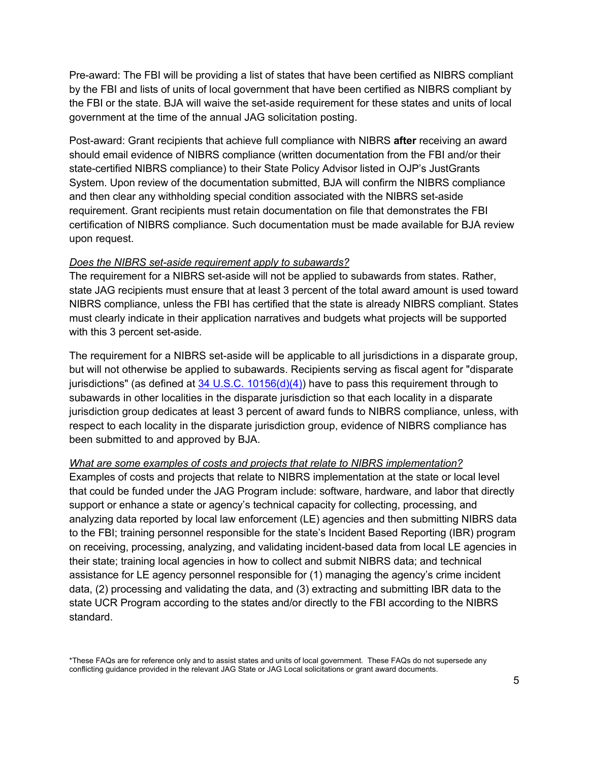Pre-award: The FBI will be providing a list of states that have been certified as NIBRS compliant by the FBI and lists of units of local government that have been certified as NIBRS compliant by the FBI or the state. BJA will waive the set-aside requirement for these states and units of local government at the time of the annual JAG solicitation posting.

Post-award: Grant recipients that achieve full compliance with NIBRS **after** receiving an award should email evidence of NIBRS compliance (written documentation from the FBI and/or their state-certified NIBRS compliance) to their State Policy Advisor listed in OJP's JustGrants System. Upon review of the documentation submitted, BJA will confirm the NIBRS compliance and then clear any withholding special condition associated with the NIBRS set-aside requirement. Grant recipients must retain documentation on file that demonstrates the FBI certification of NIBRS compliance. Such documentation must be made available for BJA review upon request.

*Does the NIBRS set-aside requirement apply to subawards?*

The requirement for a NIBRS set-aside will not be applied to subawards from states. Rather, state JAG recipients must ensure that at least 3 percent of the total award amount is used toward NIBRS compliance, unless the FBI has certified that the state is already NIBRS compliant. States must clearly indicate in their application narratives and budgets what projects will be supported with this 3 percent set-aside.

The requirement for a NIBRS set-aside will be applicable to all jurisdictions in a disparate group, but will not otherwise be applied to subawards. Recipients serving as fiscal agent for "disparate jurisdictions" (as defined at [34 U.S.C. 10156(d)(4)]) have to pass this requirement through to subawards in other localities in the disparate jurisdiction so that each locality in a disparate jurisdiction group dedicates at least 3 percent of award funds to NIBRS compliance, unless, with respect to each locality in the disparate jurisdiction group, evidence of NIBRS compliance has been submitted to and approved by BJA.

*What are some examples of costs and projects that relate to NIBRS implementation?*

Examples of costs and projects that relate to NIBRS implementation at the state or local level that could be funded under the JAG Program include: software, hardware, and labor that directly support or enhance a state or agency's technical capacity for collecting, processing, and analyzing data reported by local law enforcement (LE) agencies and then submitting NIBRS data to the FBI; training personnel responsible for the state's Incident Based Reporting (IBR) program on receiving, processing, analyzing, and validating incident-based data from local LE agencies in their state; training local agencies in how to collect and submit NIBRS data; and technical assistance for LE agency personnel responsible for (1) managing the agency's crime incident data, (2) processing and validating the data, and (3) extracting and submitting IBR data to the state UCR Program according to the states and/or directly to the FBI according to the NIBRS standard.

*These FAQs are for reference only and to assist states and units of local government. These FAQs do not supersede any conflicting guidance provided in the relevant JAG State or JAG Local solicitations or grant award documents.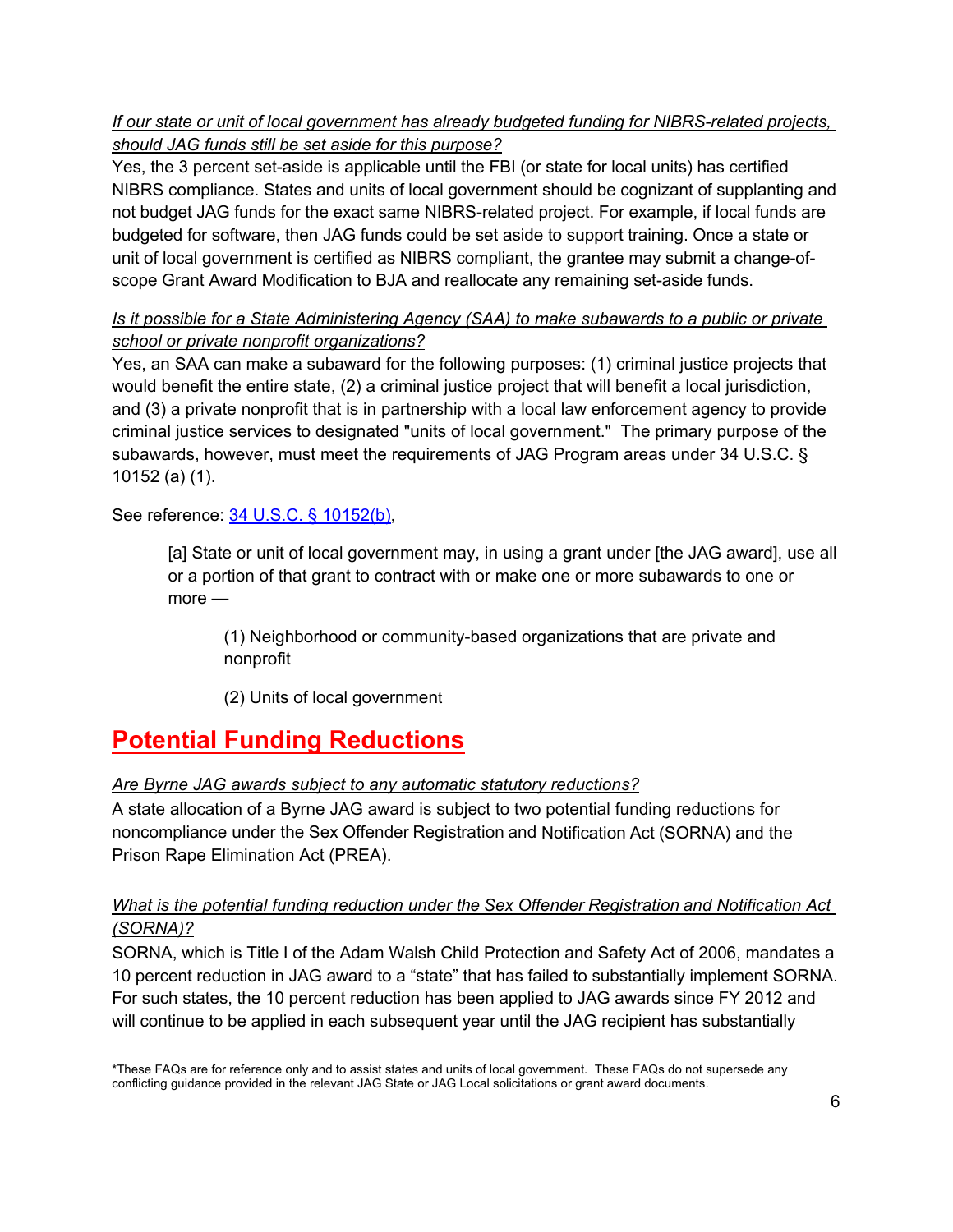*If our state or unit of local government has already budgeted funding for NIBRS-related projects, should JAG funds still be set aside for this purpose?*

Yes, the 3 percent set-aside is applicable until the FBI (or state for local units) has certified NIBRS compliance. States and units of local government should be cognizant of supplanting and not budget JAG funds for the exact same NIBRS-related project. For example, if local funds are budgeted for software, then JAG funds could be set aside to support training. Once a state or unit of local government is certified as NIBRS compliant, the grantee may submit a change-of-scope Grant Award Modification to BJA and reallocate any remaining set-aside funds.

*Is it possible for a State Administering Agency (SAA) to make subawards to a public or private school or private nonprofit organizations?*

Yes, an SAA can make a subaward for the following purposes: (1) criminal justice projects that would benefit the entire state, (2) a criminal justice project that will benefit a local jurisdiction, and (3) a private nonprofit that is in partnership with a local law enforcement agency to provide criminal justice services to designated "units of local government." The primary purpose of the subawards, however, must meet the requirements of JAG Program areas under 34 U.S.C. § 10152 (a) (1).

See reference: [34 U.S.C. § 10152(b)](),

> [a] State or unit of local government may, in using a grant under [the JAG award], use all or a portion of that grant to contract with or make one or more subawards to one or more —
>
> > (1) Neighborhood or community-based organizations that are private and nonprofit
> >
> > (2) Units of local government

## Potential Funding Reductions

*Are Byrne JAG awards subject to any automatic statutory reductions?*

A state allocation of a Byrne JAG award is subject to two potential funding reductions for noncompliance under the Sex Offender Registration and Notification Act (SORNA) and the Prison Rape Elimination Act (PREA).

*What is the potential funding reduction under the Sex Offender Registration and Notification Act (SORNA)?*

SORNA, which is Title I of the Adam Walsh Child Protection and Safety Act of 2006, mandates a 10 percent reduction in JAG award to a "state" that has failed to substantially implement SORNA. For such states, the 10 percent reduction has been applied to JAG awards since FY 2012 and will continue to be applied in each subsequent year until the JAG recipient has substantially

*These FAQs are for reference only and to assist states and units of local government. These FAQs do not supersede any conflicting guidance provided in the relevant JAG State or JAG Local solicitations or grant award documents.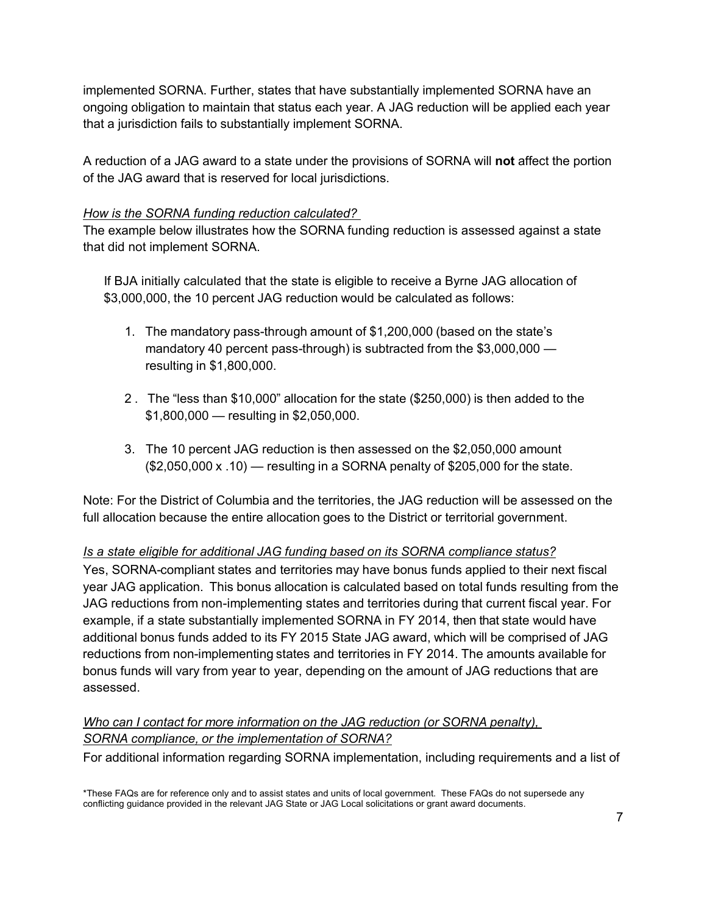implemented SORNA. Further, states that have substantially implemented SORNA have an ongoing obligation to maintain that status each year. A JAG reduction will be applied each year that a jurisdiction fails to substantially implement SORNA.

A reduction of a JAG award to a state under the provisions of SORNA will **not** affect the portion of the JAG award that is reserved for local jurisdictions.

*How is the SORNA funding reduction calculated?*

The example below illustrates how the SORNA funding reduction is assessed against a state that did not implement SORNA.

If BJA initially calculated that the state is eligible to receive a Byrne JAG allocation of $3,000,000, the 10 percent JAG reduction would be calculated as follows:

1. The mandatory pass-through amount of $1,200,000 (based on the state's mandatory 40 percent pass-through) is subtracted from the $3,000,000 — resulting in $1,800,000.
2. The "less than $10,000" allocation for the state ($250,000) is then added to the $1,800,000 — resulting in $2,050,000.
3. The 10 percent JAG reduction is then assessed on the $2,050,000 amount ($2,050,000 x .10) — resulting in a SORNA penalty of $205,000 for the state.

Note: For the District of Columbia and the territories, the JAG reduction will be assessed on the full allocation because the entire allocation goes to the District or territorial government.

*Is a state eligible for additional JAG funding based on its SORNA compliance status?*

Yes, SORNA-compliant states and territories may have bonus funds applied to their next fiscal year JAG application. This bonus allocation is calculated based on total funds resulting from the JAG reductions from non-implementing states and territories during that current fiscal year. For example, if a state substantially implemented SORNA in FY 2014, then that state would have additional bonus funds added to its FY 2015 State JAG award, which will be comprised of JAG reductions from non-implementing states and territories in FY 2014. The amounts available for bonus funds will vary from year to year, depending on the amount of JAG reductions that are assessed.

*Who can I contact for more information on the JAG reduction (or SORNA penalty), SORNA compliance, or the implementation of SORNA?*

For additional information regarding SORNA implementation, including requirements and a list of

*These FAQs are for reference only and to assist states and units of local government. These FAQs do not supersede any conflicting guidance provided in the relevant JAG State or JAG Local solicitations or grant award documents.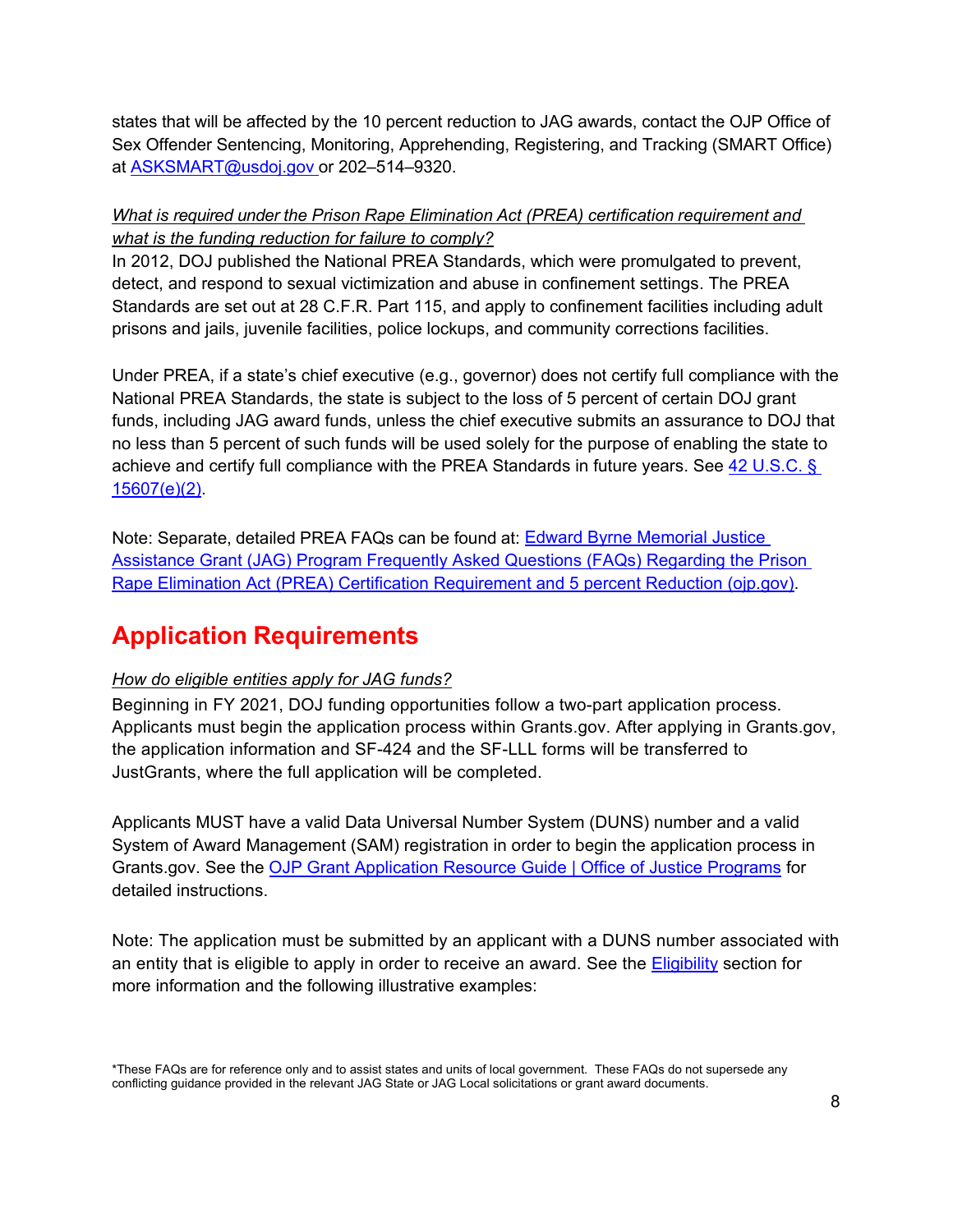states that will be affected by the 10 percent reduction to JAG awards, contact the OJP Office of Sex Offender Sentencing, Monitoring, Apprehending, Registering, and Tracking (SMART Office) at [ASKSMART@usdoj.gov](mailto:ASKSMART@usdoj.gov) or 202–514–9320.

*What is required under the Prison Rape Elimination Act (PREA) certification requirement and what is the funding reduction for failure to comply?*

In 2012, DOJ published the National PREA Standards, which were promulgated to prevent, detect, and respond to sexual victimization and abuse in confinement settings. The PREA Standards are set out at 28 C.F.R. Part 115, and apply to confinement facilities including adult prisons and jails, juvenile facilities, police lockups, and community corrections facilities.

Under PREA, if a state's chief executive (e.g., governor) does not certify full compliance with the National PREA Standards, the state is subject to the loss of 5 percent of certain DOJ grant funds, including JAG award funds, unless the chief executive submits an assurance to DOJ that no less than 5 percent of such funds will be used solely for the purpose of enabling the state to achieve and certify full compliance with the PREA Standards in future years. See 42 U.S.C. § 15607(e)(2).

Note: Separate, detailed PREA FAQs can be found at: Edward Byrne Memorial Justice Assistance Grant (JAG) Program Frequently Asked Questions (FAQs) Regarding the Prison Rape Elimination Act (PREA) Certification Requirement and 5 percent Reduction (ojp.gov).

## Application Requirements

*How do eligible entities apply for JAG funds?*

Beginning in FY 2021, DOJ funding opportunities follow a two-part application process. Applicants must begin the application process within Grants.gov. After applying in Grants.gov, the application information and SF-424 and the SF-LLL forms will be transferred to JustGrants, where the full application will be completed.

Applicants MUST have a valid Data Universal Number System (DUNS) number and a valid System of Award Management (SAM) registration in order to begin the application process in Grants.gov. See the OJP Grant Application Resource Guide | Office of Justice Programs for detailed instructions.

Note: The application must be submitted by an applicant with a DUNS number associated with an entity that is eligible to apply in order to receive an award. See the Eligibility section for more information and the following illustrative examples:

*These FAQs are for reference only and to assist states and units of local government. These FAQs do not supersede any conflicting guidance provided in the relevant JAG State or JAG Local solicitations or grant award documents.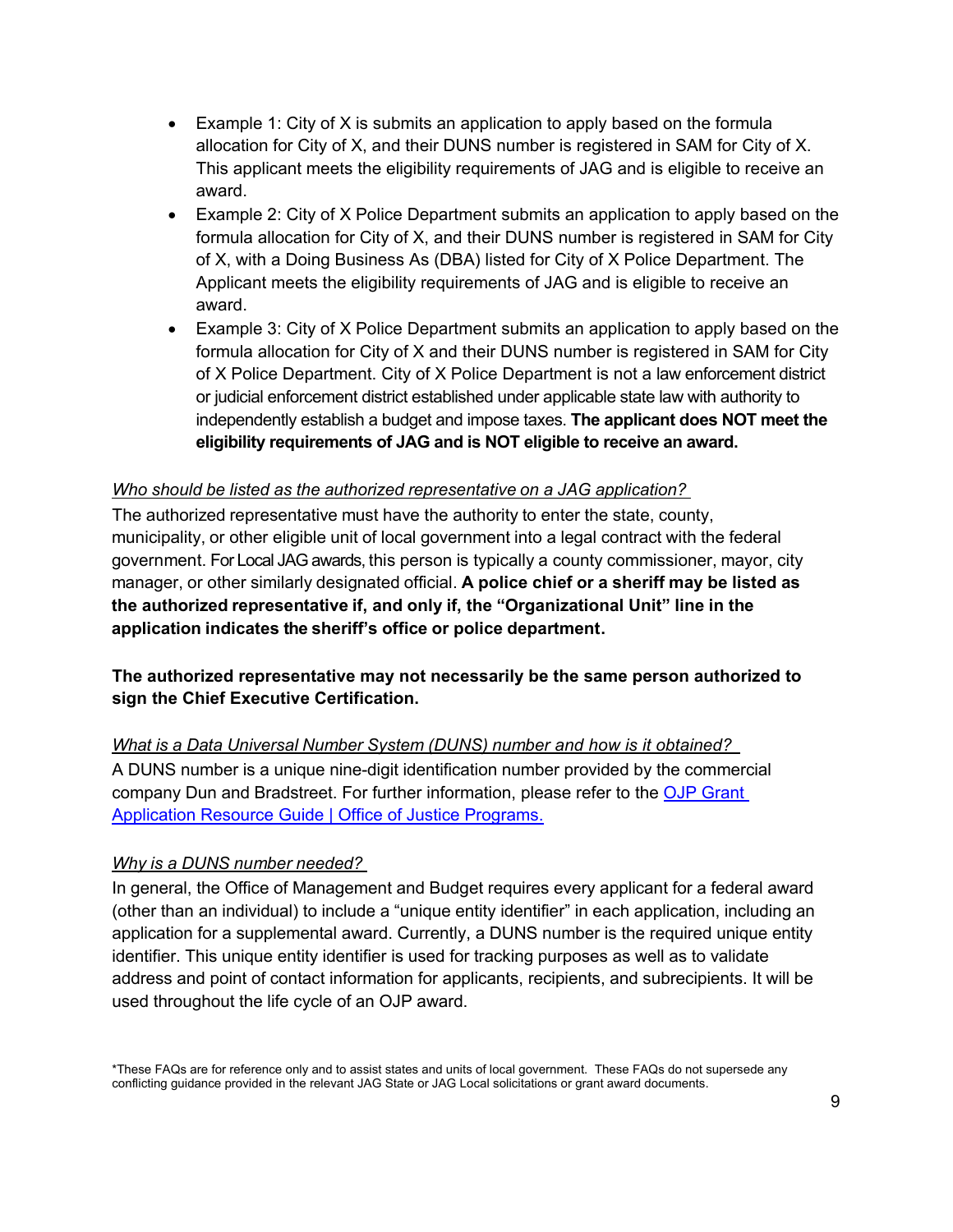- Example 1: City of X is submits an application to apply based on the formula allocation for City of X, and their DUNS number is registered in SAM for City of X. This applicant meets the eligibility requirements of JAG and is eligible to receive an award.
- Example 2: City of X Police Department submits an application to apply based on the formula allocation for City of X, and their DUNS number is registered in SAM for City of X, with a Doing Business As (DBA) listed for City of X Police Department. The Applicant meets the eligibility requirements of JAG and is eligible to receive an award.
- Example 3: City of X Police Department submits an application to apply based on the formula allocation for City of X and their DUNS number is registered in SAM for City of X Police Department. City of X Police Department is not a law enforcement district or judicial enforcement district established under applicable state law with authority to independently establish a budget and impose taxes. **The applicant does NOT meet the eligibility requirements of JAG and is NOT eligible to receive an award.**

*Who should be listed as the authorized representative on a JAG application?*

The authorized representative must have the authority to enter the state, county, municipality, or other eligible unit of local government into a legal contract with the federal government. For Local JAG awards, this person is typically a county commissioner, mayor, city manager, or other similarly designated official. **A police chief or a sheriff may be listed as the authorized representative if, and only if, the "Organizational Unit" line in the application indicates the sheriff's office or police department.**

**The authorized representative may not necessarily be the same person authorized to sign the Chief Executive Certification.**

*What is a Data Universal Number System (DUNS) number and how is it obtained?*

A DUNS number is a unique nine-digit identification number provided by the commercial company Dun and Bradstreet. For further information, please refer to the [OJP Grant Application Resource Guide | Office of Justice Programs.]()

*Why is a DUNS number needed?*

In general, the Office of Management and Budget requires every applicant for a federal award (other than an individual) to include a "unique entity identifier" in each application, including an application for a supplemental award. Currently, a DUNS number is the required unique entity identifier. This unique entity identifier is used for tracking purposes as well as to validate address and point of contact information for applicants, recipients, and subrecipients. It will be used throughout the life cycle of an OJP award.

*These FAQs are for reference only and to assist states and units of local government. These FAQs do not supersede any conflicting guidance provided in the relevant JAG State or JAG Local solicitations or grant award documents.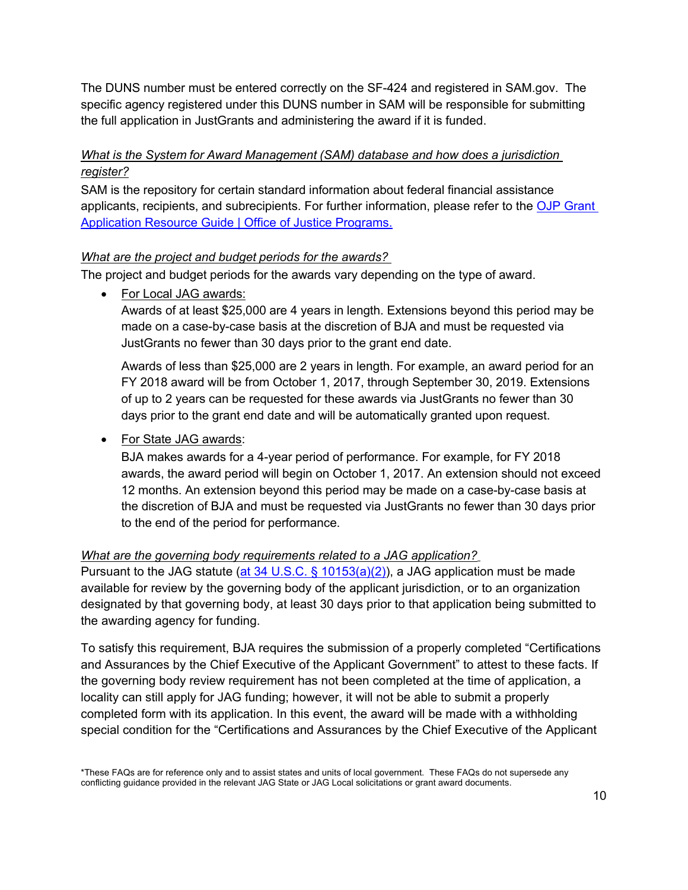The DUNS number must be entered correctly on the SF-424 and registered in SAM.gov. The specific agency registered under this DUNS number in SAM will be responsible for submitting the full application in JustGrants and administering the award if it is funded.

*What is the System for Award Management (SAM) database and how does a jurisdiction register?*

SAM is the repository for certain standard information about federal financial assistance applicants, recipients, and subrecipients. For further information, please refer to the [OJP Grant Application Resource Guide | Office of Justice Programs.](#)

*What are the project and budget periods for the awards?*

The project and budget periods for the awards vary depending on the type of award.

- For Local JAG awards:

  Awards of at least $25,000 are 4 years in length. Extensions beyond this period may be made on a case-by-case basis at the discretion of BJA and must be requested via JustGrants no fewer than 30 days prior to the grant end date.

  Awards of less than $25,000 are 2 years in length. For example, an award period for an FY 2018 award will be from October 1, 2017, through September 30, 2019. Extensions of up to 2 years can be requested for these awards via JustGrants no fewer than 30 days prior to the grant end date and will be automatically granted upon request.

- For State JAG awards:

  BJA makes awards for a 4-year period of performance. For example, for FY 2018 awards, the award period will begin on October 1, 2017. An extension should not exceed 12 months. An extension beyond this period may be made on a case-by-case basis at the discretion of BJA and must be requested via JustGrants no fewer than 30 days prior to the end of the period for performance.

*What are the governing body requirements related to a JAG application?*

Pursuant to the JAG statute ([at 34 U.S.C. § 10153(a)(2)](#)), a JAG application must be made available for review by the governing body of the applicant jurisdiction, or to an organization designated by that governing body, at least 30 days prior to that application being submitted to the awarding agency for funding.

To satisfy this requirement, BJA requires the submission of a properly completed "Certifications and Assurances by the Chief Executive of the Applicant Government" to attest to these facts. If the governing body review requirement has not been completed at the time of application, a locality can still apply for JAG funding; however, it will not be able to submit a properly completed form with its application. In this event, the award will be made with a withholding special condition for the "Certifications and Assurances by the Chief Executive of the Applicant

*These FAQs are for reference only and to assist states and units of local government. These FAQs do not supersede any conflicting guidance provided in the relevant JAG State or JAG Local solicitations or grant award documents.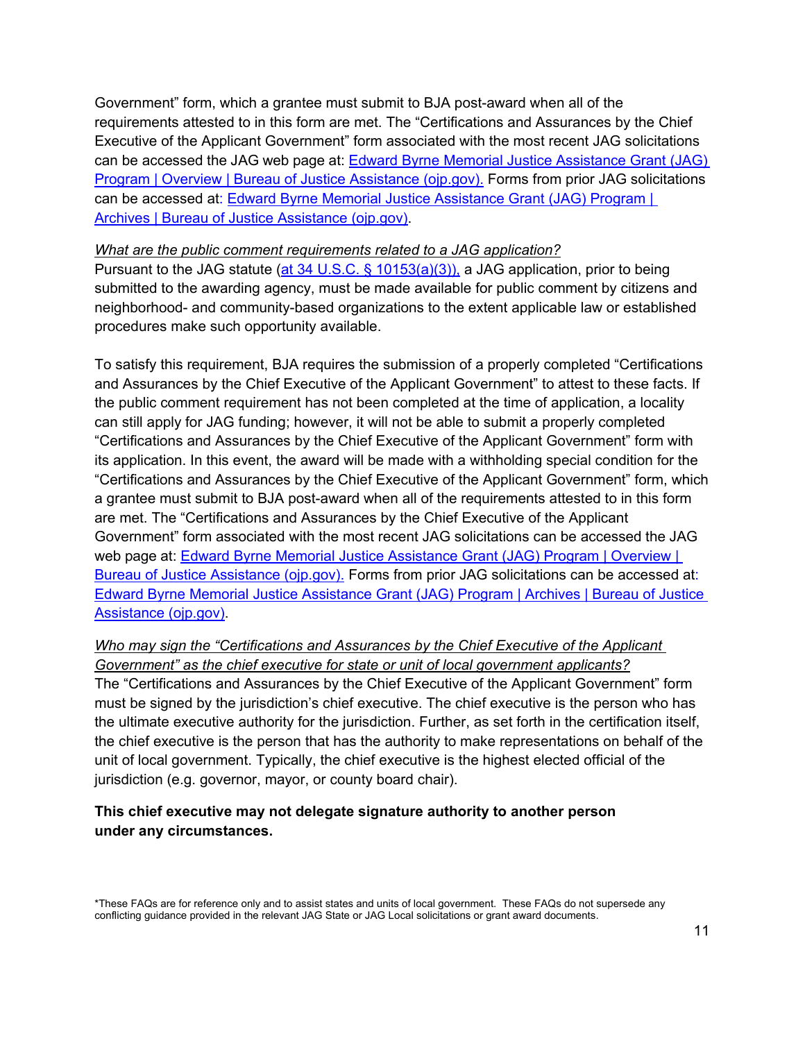Government" form, which a grantee must submit to BJA post-award when all of the requirements attested to in this form are met. The "Certifications and Assurances by the Chief Executive of the Applicant Government" form associated with the most recent JAG solicitations can be accessed the JAG web page at: [Edward Byrne Memorial Justice Assistance Grant (JAG) Program | Overview | Bureau of Justice Assistance (ojp.gov).]() Forms from prior JAG solicitations can be accessed at: [Edward Byrne Memorial Justice Assistance Grant (JAG) Program | Archives | Bureau of Justice Assistance (ojp.gov)]().

*What are the public comment requirements related to a JAG application?*

Pursuant to the JAG statute ([at 34 U.S.C. § 10153(a)(3)),]() a JAG application, prior to being submitted to the awarding agency, must be made available for public comment by citizens and neighborhood- and community-based organizations to the extent applicable law or established procedures make such opportunity available.

To satisfy this requirement, BJA requires the submission of a properly completed "Certifications and Assurances by the Chief Executive of the Applicant Government" to attest to these facts. If the public comment requirement has not been completed at the time of application, a locality can still apply for JAG funding; however, it will not be able to submit a properly completed "Certifications and Assurances by the Chief Executive of the Applicant Government" form with its application. In this event, the award will be made with a withholding special condition for the "Certifications and Assurances by the Chief Executive of the Applicant Government" form, which a grantee must submit to BJA post-award when all of the requirements attested to in this form are met. The "Certifications and Assurances by the Chief Executive of the Applicant Government" form associated with the most recent JAG solicitations can be accessed the JAG web page at: [Edward Byrne Memorial Justice Assistance Grant (JAG) Program | Overview | Bureau of Justice Assistance (ojp.gov).]() Forms from prior JAG solicitations can be accessed at: [Edward Byrne Memorial Justice Assistance Grant (JAG) Program | Archives | Bureau of Justice Assistance (ojp.gov)]().

*Who may sign the "Certifications and Assurances by the Chief Executive of the Applicant Government" as the chief executive for state or unit of local government applicants?*

The "Certifications and Assurances by the Chief Executive of the Applicant Government" form must be signed by the jurisdiction's chief executive. The chief executive is the person who has the ultimate executive authority for the jurisdiction. Further, as set forth in the certification itself, the chief executive is the person that has the authority to make representations on behalf of the unit of local government. Typically, the chief executive is the highest elected official of the jurisdiction (e.g. governor, mayor, or county board chair).

**This chief executive may not delegate signature authority to another person under any circumstances.**

*These FAQs are for reference only and to assist states and units of local government. These FAQs do not supersede any conflicting guidance provided in the relevant JAG State or JAG Local solicitations or grant award documents.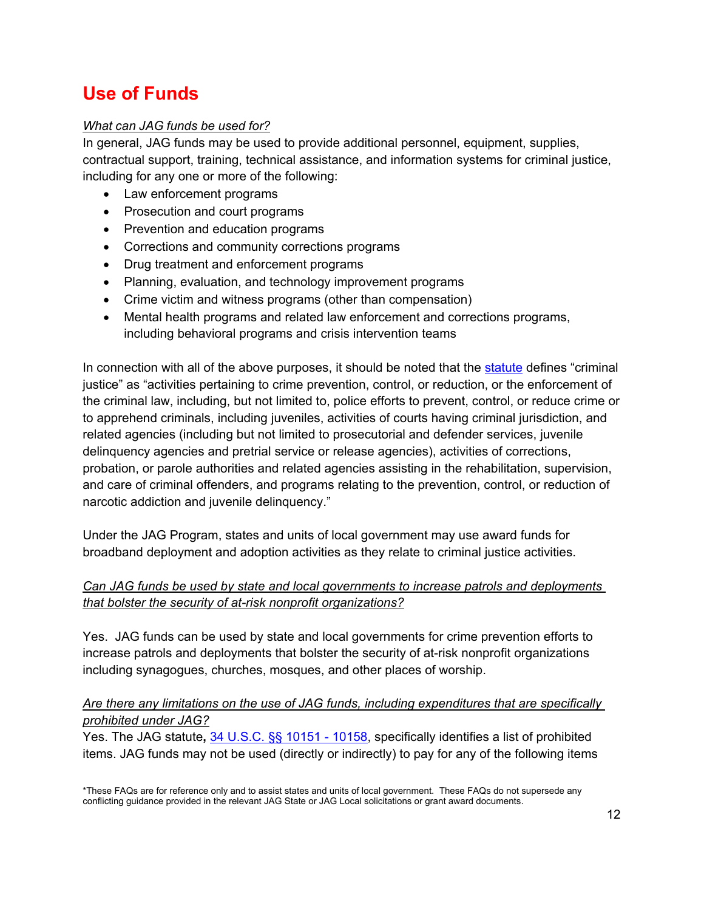# Use of Funds

*What can JAG funds be used for?*

In general, JAG funds may be used to provide additional personnel, equipment, supplies, contractual support, training, technical assistance, and information systems for criminal justice, including for any one or more of the following:

- Law enforcement programs
- Prosecution and court programs
- Prevention and education programs
- Corrections and community corrections programs
- Drug treatment and enforcement programs
- Planning, evaluation, and technology improvement programs
- Crime victim and witness programs (other than compensation)
- Mental health programs and related law enforcement and corrections programs, including behavioral programs and crisis intervention teams

In connection with all of the above purposes, it should be noted that the statute defines "criminal justice" as "activities pertaining to crime prevention, control, or reduction, or the enforcement of the criminal law, including, but not limited to, police efforts to prevent, control, or reduce crime or to apprehend criminals, including juveniles, activities of courts having criminal jurisdiction, and related agencies (including but not limited to prosecutorial and defender services, juvenile delinquency agencies and pretrial service or release agencies), activities of corrections, probation, or parole authorities and related agencies assisting in the rehabilitation, supervision, and care of criminal offenders, and programs relating to the prevention, control, or reduction of narcotic addiction and juvenile delinquency."

Under the JAG Program, states and units of local government may use award funds for broadband deployment and adoption activities as they relate to criminal justice activities.

*Can JAG funds be used by state and local governments to increase patrols and deployments that bolster the security of at-risk nonprofit organizations?*

Yes. JAG funds can be used by state and local governments for crime prevention efforts to increase patrols and deployments that bolster the security of at-risk nonprofit organizations including synagogues, churches, mosques, and other places of worship.

*Are there any limitations on the use of JAG funds, including expenditures that are specifically prohibited under JAG?*

Yes. The JAG statute**,** 34 U.S.C. §§ 10151 - 10158, specifically identifies a list of prohibited items. JAG funds may not be used (directly or indirectly) to pay for any of the following items

*These FAQs are for reference only and to assist states and units of local government. These FAQs do not supersede any conflicting guidance provided in the relevant JAG State or JAG Local solicitations or grant award documents.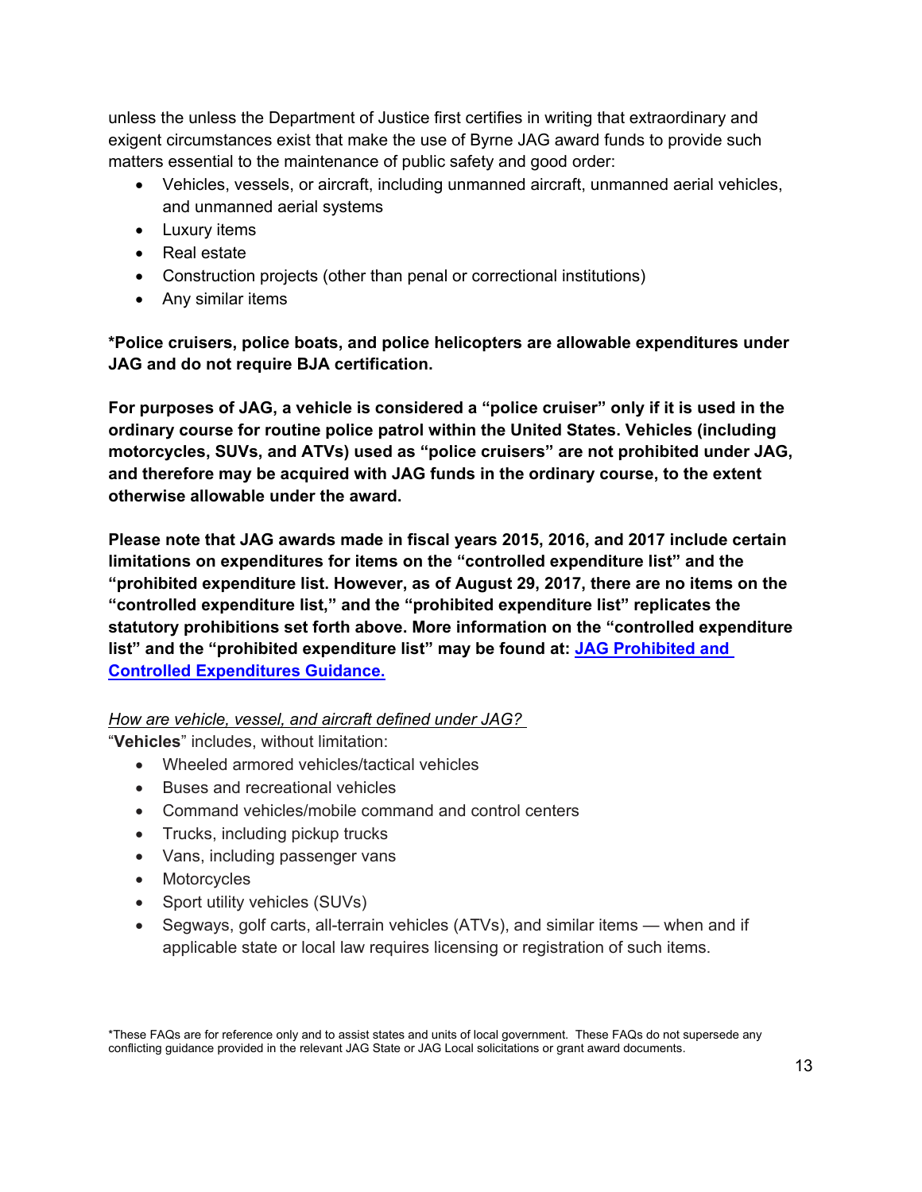unless the unless the Department of Justice first certifies in writing that extraordinary and exigent circumstances exist that make the use of Byrne JAG award funds to provide such matters essential to the maintenance of public safety and good order:

- Vehicles, vessels, or aircraft, including unmanned aircraft, unmanned aerial vehicles, and unmanned aerial systems
- Luxury items
- Real estate
- Construction projects (other than penal or correctional institutions)
- Any similar items

**\*Police cruisers, police boats, and police helicopters are allowable expenditures under JAG and do not require BJA certification.**

**For purposes of JAG, a vehicle is considered a "police cruiser" only if it is used in the ordinary course for routine police patrol within the United States. Vehicles (including motorcycles, SUVs, and ATVs) used as "police cruisers" are not prohibited under JAG, and therefore may be acquired with JAG funds in the ordinary course, to the extent otherwise allowable under the award.**

**Please note that JAG awards made in fiscal years 2015, 2016, and 2017 include certain limitations on expenditures for items on the "controlled expenditure list" and the "prohibited expenditure list. However, as of August 29, 2017, there are no items on the "controlled expenditure list," and the "prohibited expenditure list" replicates the statutory prohibitions set forth above. More information on the "controlled expenditure list" and the "prohibited expenditure list" may be found at: [JAG Prohibited and Controlled Expenditures Guidance.]()**

*How are vehicle, vessel, and aircraft defined under JAG?*

"**Vehicles**" includes, without limitation:

- Wheeled armored vehicles/tactical vehicles
- Buses and recreational vehicles
- Command vehicles/mobile command and control centers
- Trucks, including pickup trucks
- Vans, including passenger vans
- Motorcycles
- Sport utility vehicles (SUVs)
- Segways, golf carts, all-terrain vehicles (ATVs), and similar items — when and if applicable state or local law requires licensing or registration of such items.

\*These FAQs are for reference only and to assist states and units of local government. These FAQs do not supersede any conflicting guidance provided in the relevant JAG State or JAG Local solicitations or grant award documents.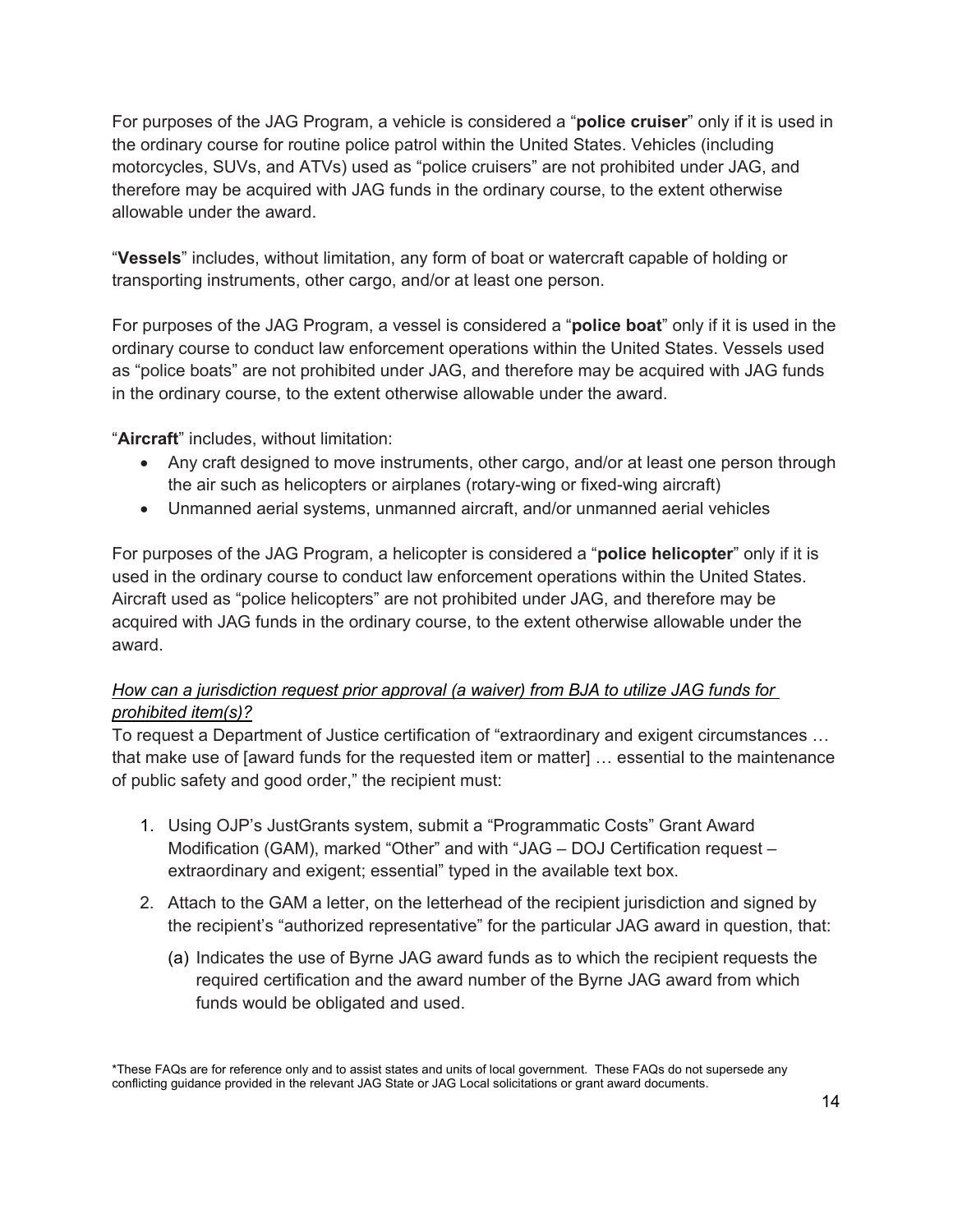For purposes of the JAG Program, a vehicle is considered a "**police cruiser**" only if it is used in the ordinary course for routine police patrol within the United States. Vehicles (including motorcycles, SUVs, and ATVs) used as "police cruisers" are not prohibited under JAG, and therefore may be acquired with JAG funds in the ordinary course, to the extent otherwise allowable under the award.

"**Vessels**" includes, without limitation, any form of boat or watercraft capable of holding or transporting instruments, other cargo, and/or at least one person.

For purposes of the JAG Program, a vessel is considered a "**police boat**" only if it is used in the ordinary course to conduct law enforcement operations within the United States. Vessels used as "police boats" are not prohibited under JAG, and therefore may be acquired with JAG funds in the ordinary course, to the extent otherwise allowable under the award.

"**Aircraft**" includes, without limitation:

- Any craft designed to move instruments, other cargo, and/or at least one person through the air such as helicopters or airplanes (rotary-wing or fixed-wing aircraft)
- Unmanned aerial systems, unmanned aircraft, and/or unmanned aerial vehicles

For purposes of the JAG Program, a helicopter is considered a "**police helicopter**" only if it is used in the ordinary course to conduct law enforcement operations within the United States. Aircraft used as "police helicopters" are not prohibited under JAG, and therefore may be acquired with JAG funds in the ordinary course, to the extent otherwise allowable under the award.

*How can a jurisdiction request prior approval (a waiver) from BJA to utilize JAG funds for prohibited item(s)?*

To request a Department of Justice certification of "extraordinary and exigent circumstances … that make use of [award funds for the requested item or matter] … essential to the maintenance of public safety and good order," the recipient must:

1. Using OJP's JustGrants system, submit a "Programmatic Costs" Grant Award Modification (GAM), marked "Other" and with "JAG – DOJ Certification request – extraordinary and exigent; essential" typed in the available text box.
2. Attach to the GAM a letter, on the letterhead of the recipient jurisdiction and signed by the recipient's "authorized representative" for the particular JAG award in question, that:
   (a) Indicates the use of Byrne JAG award funds as to which the recipient requests the required certification and the award number of the Byrne JAG award from which funds would be obligated and used.

*These FAQs are for reference only and to assist states and units of local government. These FAQs do not supersede any conflicting guidance provided in the relevant JAG State or JAG Local solicitations or grant award documents.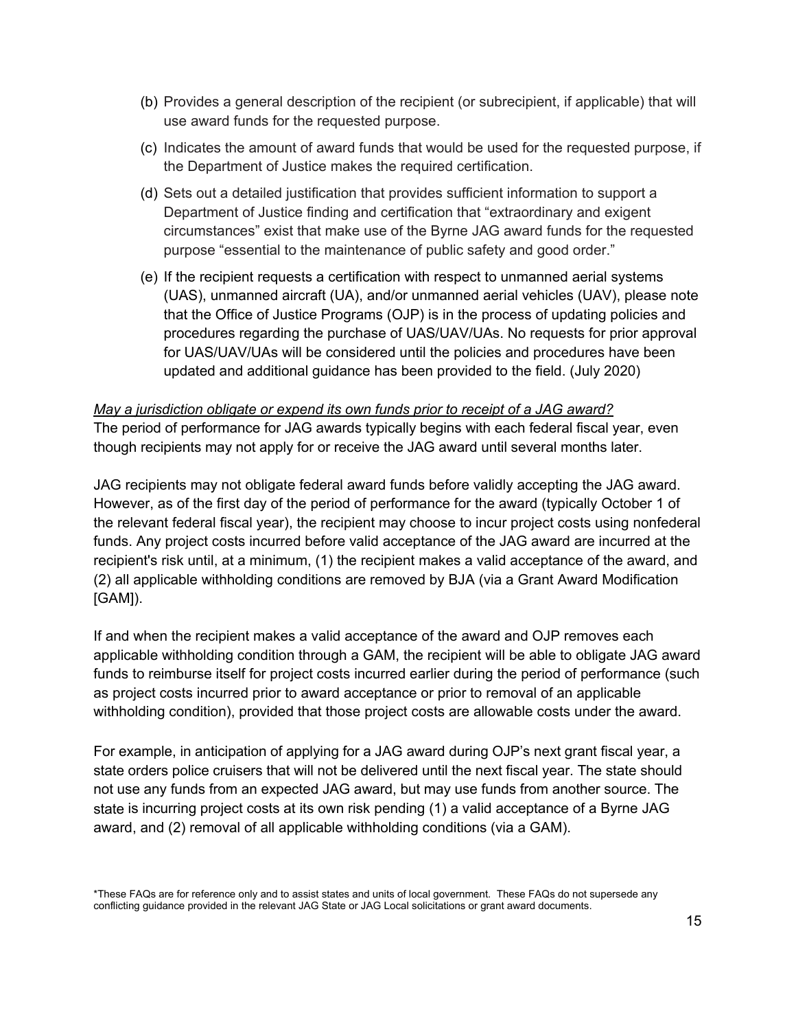(b) Provides a general description of the recipient (or subrecipient, if applicable) that will use award funds for the requested purpose.

(c) Indicates the amount of award funds that would be used for the requested purpose, if the Department of Justice makes the required certification.

(d) Sets out a detailed justification that provides sufficient information to support a Department of Justice finding and certification that "extraordinary and exigent circumstances" exist that make use of the Byrne JAG award funds for the requested purpose "essential to the maintenance of public safety and good order."

(e) If the recipient requests a certification with respect to unmanned aerial systems (UAS), unmanned aircraft (UA), and/or unmanned aerial vehicles (UAV), please note that the Office of Justice Programs (OJP) is in the process of updating policies and procedures regarding the purchase of UAS/UAV/UAs. No requests for prior approval for UAS/UAV/UAs will be considered until the policies and procedures have been updated and additional guidance has been provided to the field. (July 2020)

*May a jurisdiction obligate or expend its own funds prior to receipt of a JAG award?*

The period of performance for JAG awards typically begins with each federal fiscal year, even though recipients may not apply for or receive the JAG award until several months later.

JAG recipients may not obligate federal award funds before validly accepting the JAG award. However, as of the first day of the period of performance for the award (typically October 1 of the relevant federal fiscal year), the recipient may choose to incur project costs using nonfederal funds. Any project costs incurred before valid acceptance of the JAG award are incurred at the recipient's risk until, at a minimum, (1) the recipient makes a valid acceptance of the award, and (2) all applicable withholding conditions are removed by BJA (via a Grant Award Modification [GAM]).

If and when the recipient makes a valid acceptance of the award and OJP removes each applicable withholding condition through a GAM, the recipient will be able to obligate JAG award funds to reimburse itself for project costs incurred earlier during the period of performance (such as project costs incurred prior to award acceptance or prior to removal of an applicable withholding condition), provided that those project costs are allowable costs under the award.

For example, in anticipation of applying for a JAG award during OJP's next grant fiscal year, a state orders police cruisers that will not be delivered until the next fiscal year. The state should not use any funds from an expected JAG award, but may use funds from another source. The state is incurring project costs at its own risk pending (1) a valid acceptance of a Byrne JAG award, and (2) removal of all applicable withholding conditions (via a GAM).

*These FAQs are for reference only and to assist states and units of local government. These FAQs do not supersede any conflicting guidance provided in the relevant JAG State or JAG Local solicitations or grant award documents.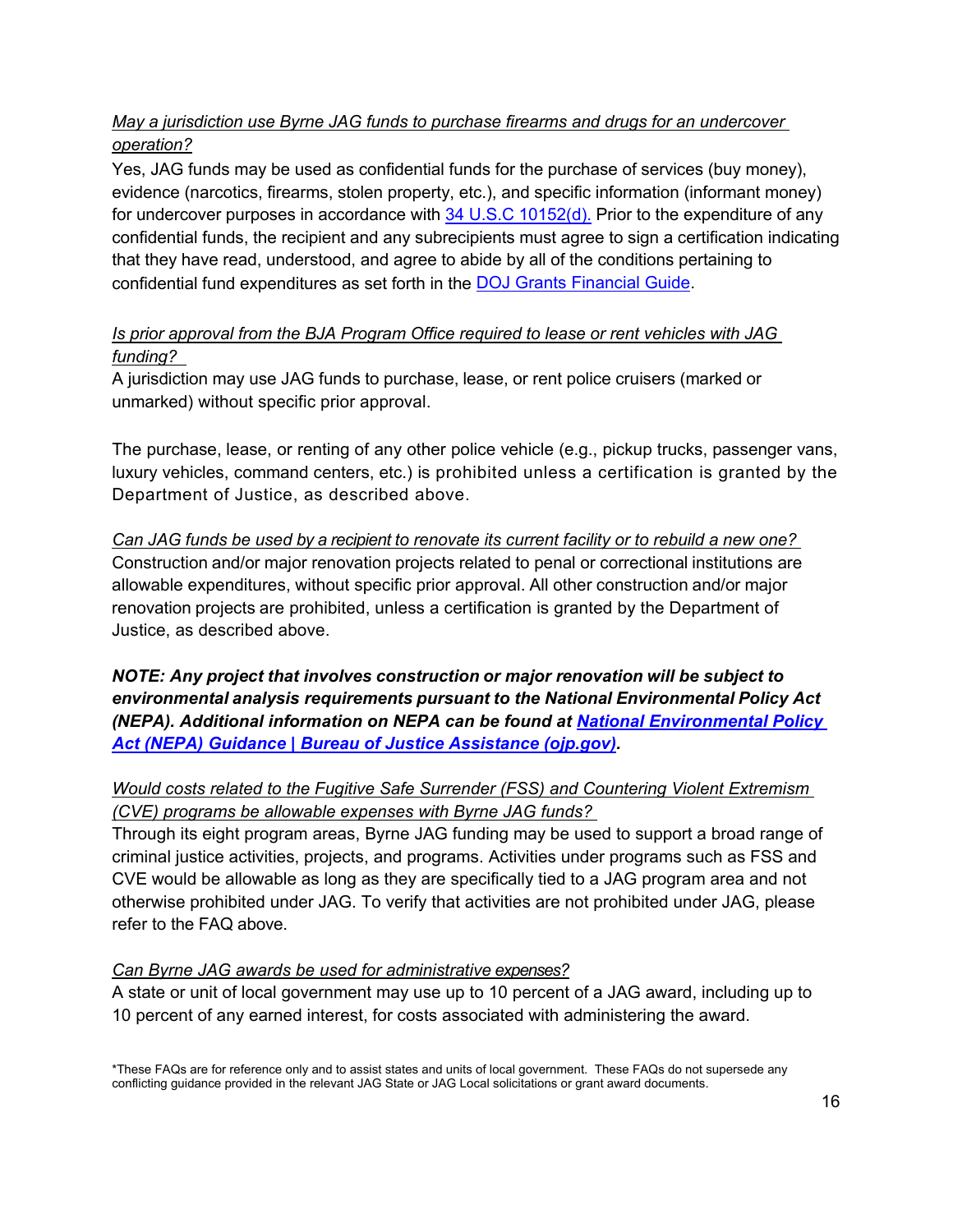*May a jurisdiction use Byrne JAG funds to purchase firearms and drugs for an undercover operation?*

Yes, JAG funds may be used as confidential funds for the purchase of services (buy money), evidence (narcotics, firearms, stolen property, etc.), and specific information (informant money) for undercover purposes in accordance with [34 U.S.C 10152(d).](#) Prior to the expenditure of any confidential funds, the recipient and any subrecipients must agree to sign a certification indicating that they have read, understood, and agree to abide by all of the conditions pertaining to confidential fund expenditures as set forth in the [DOJ Grants Financial Guide](#).

*Is prior approval from the BJA Program Office required to lease or rent vehicles with JAG funding?*

A jurisdiction may use JAG funds to purchase, lease, or rent police cruisers (marked or unmarked) without specific prior approval.

The purchase, lease, or renting of any other police vehicle (e.g., pickup trucks, passenger vans, luxury vehicles, command centers, etc.) is prohibited unless a certification is granted by the Department of Justice, as described above.

*Can JAG funds be used by a recipient to renovate its current facility or to rebuild a new one?*

Construction and/or major renovation projects related to penal or correctional institutions are allowable expenditures, without specific prior approval. All other construction and/or major renovation projects are prohibited, unless a certification is granted by the Department of Justice, as described above.

***NOTE: Any project that involves construction or major renovation will be subject to environmental analysis requirements pursuant to the National Environmental Policy Act (NEPA). Additional information on NEPA can be found at [National Environmental Policy Act (NEPA) Guidance | Bureau of Justice Assistance (ojp.gov)](#).***

*Would costs related to the Fugitive Safe Surrender (FSS) and Countering Violent Extremism (CVE) programs be allowable expenses with Byrne JAG funds?*

Through its eight program areas, Byrne JAG funding may be used to support a broad range of criminal justice activities, projects, and programs. Activities under programs such as FSS and CVE would be allowable as long as they are specifically tied to a JAG program area and not otherwise prohibited under JAG. To verify that activities are not prohibited under JAG, please refer to the FAQ above.

*Can Byrne JAG awards be used for administrative expenses?*

A state or unit of local government may use up to 10 percent of a JAG award, including up to 10 percent of any earned interest, for costs associated with administering the award.

*These FAQs are for reference only and to assist states and units of local government. These FAQs do not supersede any conflicting guidance provided in the relevant JAG State or JAG Local solicitations or grant award documents.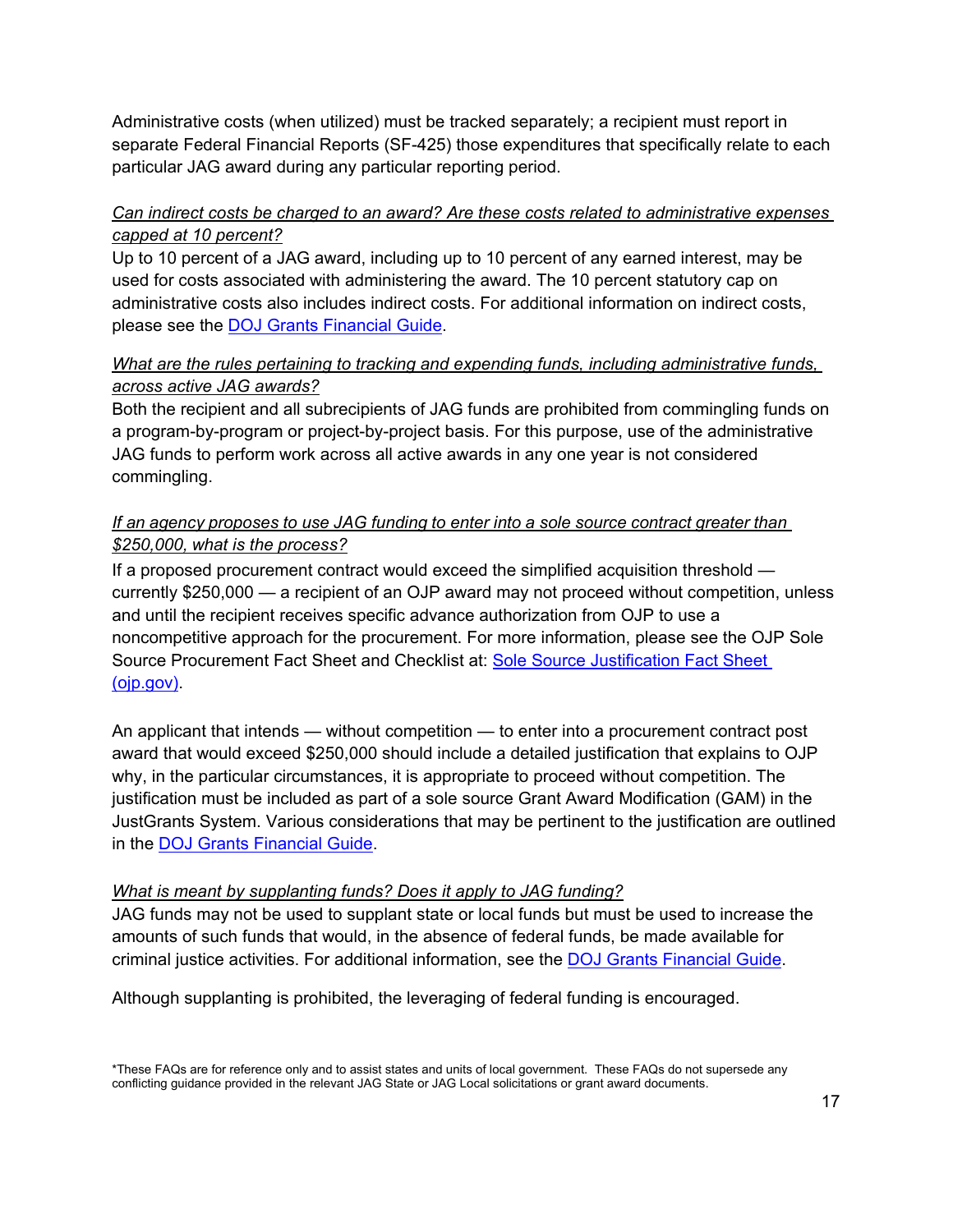Administrative costs (when utilized) must be tracked separately; a recipient must report in separate Federal Financial Reports (SF-425) those expenditures that specifically relate to each particular JAG award during any particular reporting period.

*Can indirect costs be charged to an award? Are these costs related to administrative expenses capped at 10 percent?*

Up to 10 percent of a JAG award, including up to 10 percent of any earned interest, may be used for costs associated with administering the award. The 10 percent statutory cap on administrative costs also includes indirect costs. For additional information on indirect costs, please see the [DOJ Grants Financial Guide](DOJ Grants Financial Guide).

*What are the rules pertaining to tracking and expending funds, including administrative funds, across active JAG awards?*

Both the recipient and all subrecipients of JAG funds are prohibited from commingling funds on a program-by-program or project-by-project basis. For this purpose, use of the administrative JAG funds to perform work across all active awards in any one year is not considered commingling.

*If an agency proposes to use JAG funding to enter into a sole source contract greater than $250,000, what is the process?*

If a proposed procurement contract would exceed the simplified acquisition threshold — currently $250,000 — a recipient of an OJP award may not proceed without competition, unless and until the recipient receives specific advance authorization from OJP to use a noncompetitive approach for the procurement. For more information, please see the OJP Sole Source Procurement Fact Sheet and Checklist at: Sole Source Justification Fact Sheet (ojp.gov).

An applicant that intends — without competition — to enter into a procurement contract post award that would exceed $250,000 should include a detailed justification that explains to OJP why, in the particular circumstances, it is appropriate to proceed without competition. The justification must be included as part of a sole source Grant Award Modification (GAM) in the JustGrants System. Various considerations that may be pertinent to the justification are outlined in the DOJ Grants Financial Guide.

*What is meant by supplanting funds? Does it apply to JAG funding?*

JAG funds may not be used to supplant state or local funds but must be used to increase the amounts of such funds that would, in the absence of federal funds, be made available for criminal justice activities. For additional information, see the DOJ Grants Financial Guide.

Although supplanting is prohibited, the leveraging of federal funding is encouraged.

*These FAQs are for reference only and to assist states and units of local government. These FAQs do not supersede any conflicting guidance provided in the relevant JAG State or JAG Local solicitations or grant award documents.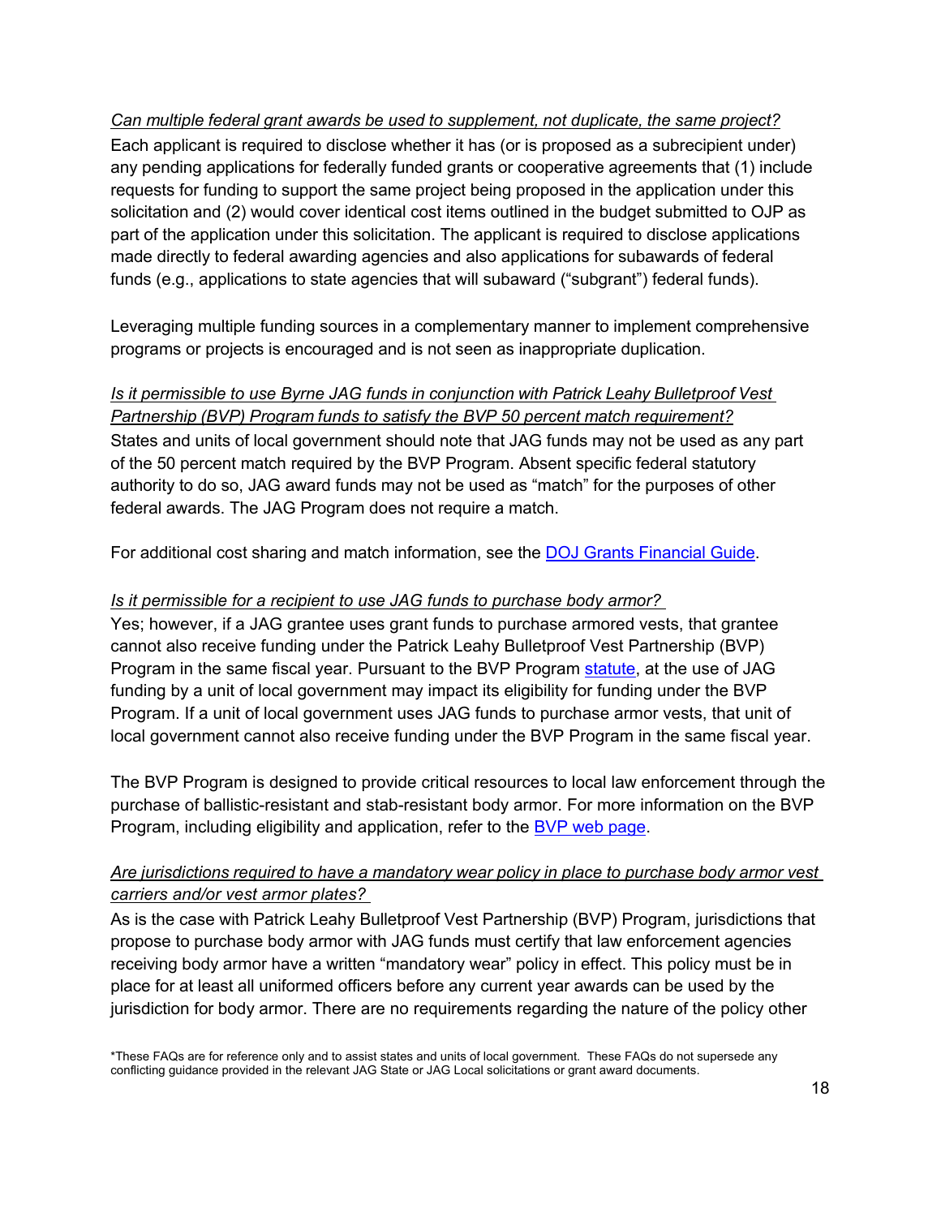*Can multiple federal grant awards be used to supplement, not duplicate, the same project?*

Each applicant is required to disclose whether it has (or is proposed as a subrecipient under) any pending applications for federally funded grants or cooperative agreements that (1) include requests for funding to support the same project being proposed in the application under this solicitation and (2) would cover identical cost items outlined in the budget submitted to OJP as part of the application under this solicitation. The applicant is required to disclose applications made directly to federal awarding agencies and also applications for subawards of federal funds (e.g., applications to state agencies that will subaward ("subgrant") federal funds).

Leveraging multiple funding sources in a complementary manner to implement comprehensive programs or projects is encouraged and is not seen as inappropriate duplication.

*Is it permissible to use Byrne JAG funds in conjunction with Patrick Leahy Bulletproof Vest Partnership (BVP) Program funds to satisfy the BVP 50 percent match requirement?*

States and units of local government should note that JAG funds may not be used as any part of the 50 percent match required by the BVP Program. Absent specific federal statutory authority to do so, JAG award funds may not be used as "match" for the purposes of other federal awards. The JAG Program does not require a match.

For additional cost sharing and match information, see the [DOJ Grants Financial Guide]().

*Is it permissible for a recipient to use JAG funds to purchase body armor?*

Yes; however, if a JAG grantee uses grant funds to purchase armored vests, that grantee cannot also receive funding under the Patrick Leahy Bulletproof Vest Partnership (BVP) Program in the same fiscal year. Pursuant to the BVP Program [statute](), at the use of JAG funding by a unit of local government may impact its eligibility for funding under the BVP Program. If a unit of local government uses JAG funds to purchase armor vests, that unit of local government cannot also receive funding under the BVP Program in the same fiscal year.

The BVP Program is designed to provide critical resources to local law enforcement through the purchase of ballistic-resistant and stab-resistant body armor. For more information on the BVP Program, including eligibility and application, refer to the [BVP web page]().

*Are jurisdictions required to have a mandatory wear policy in place to purchase body armor vest carriers and/or vest armor plates?*

As is the case with Patrick Leahy Bulletproof Vest Partnership (BVP) Program, jurisdictions that propose to purchase body armor with JAG funds must certify that law enforcement agencies receiving body armor have a written "mandatory wear" policy in effect. This policy must be in place for at least all uniformed officers before any current year awards can be used by the jurisdiction for body armor. There are no requirements regarding the nature of the policy other

*These FAQs are for reference only and to assist states and units of local government. These FAQs do not supersede any conflicting guidance provided in the relevant JAG State or JAG Local solicitations or grant award documents.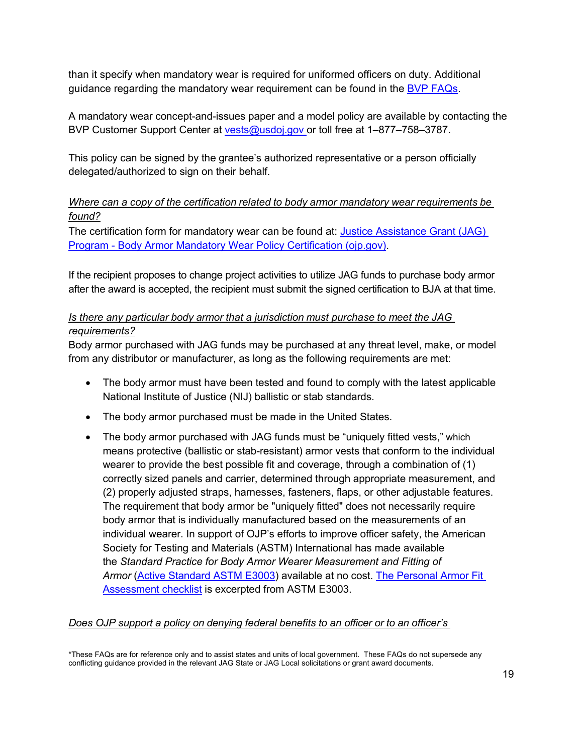than it specify when mandatory wear is required for uniformed officers on duty. Additional guidance regarding the mandatory wear requirement can be found in the [BVP FAQs](#).

A mandatory wear concept-and-issues paper and a model policy are available by contacting the BVP Customer Support Center at [vests@usdoj.gov](mailto:vests@usdoj.gov) or toll free at 1–877–758–3787.

This policy can be signed by the grantee's authorized representative or a person officially delegated/authorized to sign on their behalf.

*Where can a copy of the certification related to body armor mandatory wear requirements be found?*

The certification form for mandatory wear can be found at: [Justice Assistance Grant (JAG) Program - Body Armor Mandatory Wear Policy Certification (ojp.gov)](#).

If the recipient proposes to change project activities to utilize JAG funds to purchase body armor after the award is accepted, the recipient must submit the signed certification to BJA at that time.

*Is there any particular body armor that a jurisdiction must purchase to meet the JAG requirements?*

Body armor purchased with JAG funds may be purchased at any threat level, make, or model from any distributor or manufacturer, as long as the following requirements are met:

- The body armor must have been tested and found to comply with the latest applicable National Institute of Justice (NIJ) ballistic or stab standards.
- The body armor purchased must be made in the United States.
- The body armor purchased with JAG funds must be "uniquely fitted vests," which means protective (ballistic or stab-resistant) armor vests that conform to the individual wearer to provide the best possible fit and coverage, through a combination of (1) correctly sized panels and carrier, determined through appropriate measurement, and (2) properly adjusted straps, harnesses, fasteners, flaps, or other adjustable features. The requirement that body armor be "uniquely fitted" does not necessarily require body armor that is individually manufactured based on the measurements of an individual wearer. In support of OJP's efforts to improve officer safety, the American Society for Testing and Materials (ASTM) International has made available the *Standard Practice for Body Armor Wearer Measurement and Fitting of Armor* ([Active Standard ASTM E3003](#)) available at no cost. [The Personal Armor Fit Assessment checklist](#) is excerpted from ASTM E3003.

*Does OJP support a policy on denying federal benefits to an officer or to an officer's*

*These FAQs are for reference only and to assist states and units of local government. These FAQs do not supersede any conflicting guidance provided in the relevant JAG State or JAG Local solicitations or grant award documents.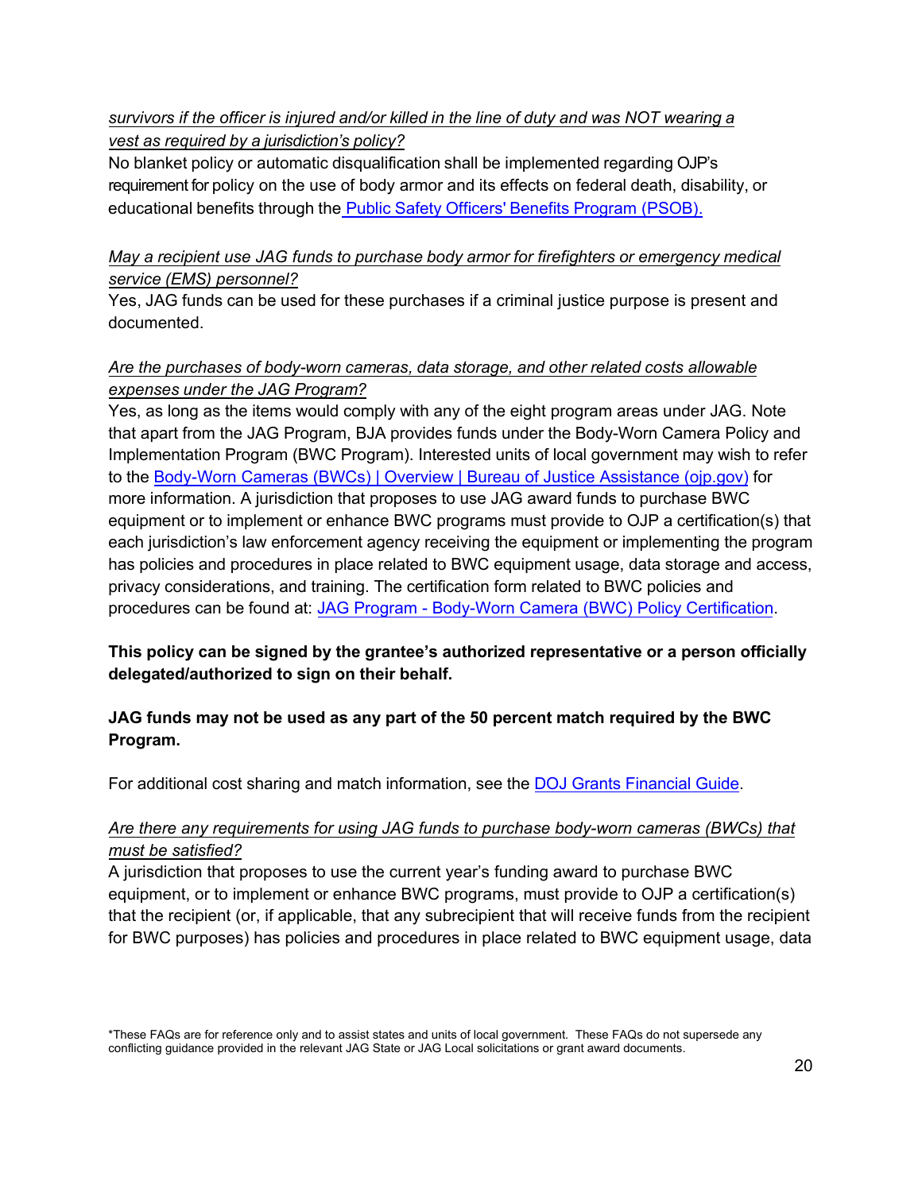*survivors if the officer is injured and/or killed in the line of duty and was NOT wearing a vest as required by a jurisdiction's policy?*

No blanket policy or automatic disqualification shall be implemented regarding OJP's requirement for policy on the use of body armor and its effects on federal death, disability, or educational benefits through the [Public Safety Officers' Benefits Program (PSOB).]()

*May a recipient use JAG funds to purchase body armor for firefighters or emergency medical service (EMS) personnel?*

Yes, JAG funds can be used for these purchases if a criminal justice purpose is present and documented.

*Are the purchases of body-worn cameras, data storage, and other related costs allowable expenses under the JAG Program?*

Yes, as long as the items would comply with any of the eight program areas under JAG. Note that apart from the JAG Program, BJA provides funds under the Body-Worn Camera Policy and Implementation Program (BWC Program). Interested units of local government may wish to refer to the [Body-Worn Cameras (BWCs) | Overview | Bureau of Justice Assistance (ojp.gov)]() for more information. A jurisdiction that proposes to use JAG award funds to purchase BWC equipment or to implement or enhance BWC programs must provide to OJP a certification(s) that each jurisdiction's law enforcement agency receiving the equipment or implementing the program has policies and procedures in place related to BWC equipment usage, data storage and access, privacy considerations, and training. The certification form related to BWC policies and procedures can be found at: [JAG Program - Body-Worn Camera (BWC) Policy Certification]().

**This policy can be signed by the grantee's authorized representative or a person officially delegated/authorized to sign on their behalf.**

**JAG funds may not be used as any part of the 50 percent match required by the BWC Program.**

For additional cost sharing and match information, see the [DOJ Grants Financial Guide]().

*Are there any requirements for using JAG funds to purchase body-worn cameras (BWCs) that must be satisfied?*

A jurisdiction that proposes to use the current year's funding award to purchase BWC equipment, or to implement or enhance BWC programs, must provide to OJP a certification(s) that the recipient (or, if applicable, that any subrecipient that will receive funds from the recipient for BWC purposes) has policies and procedures in place related to BWC equipment usage, data

*These FAQs are for reference only and to assist states and units of local government. These FAQs do not supersede any conflicting guidance provided in the relevant JAG State or JAG Local solicitations or grant award documents.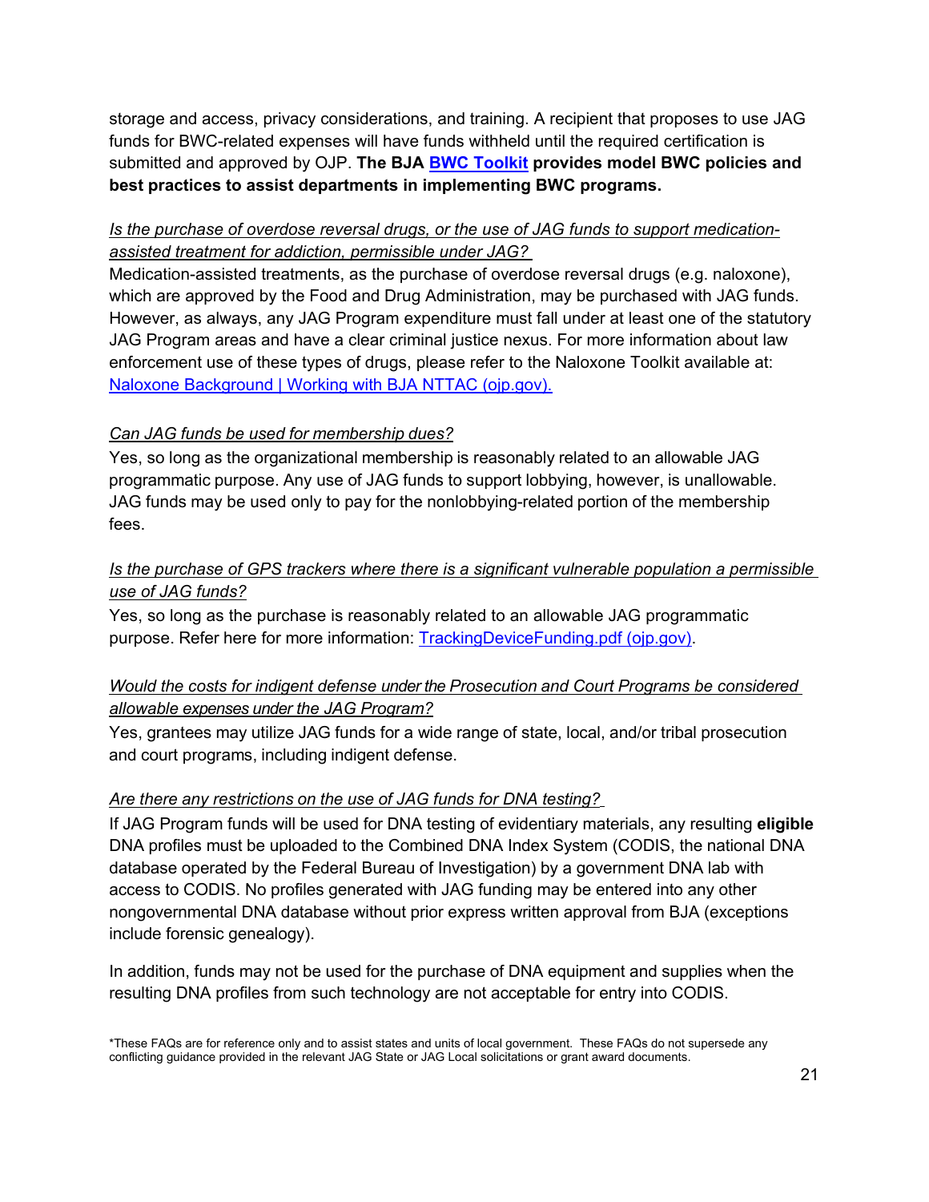storage and access, privacy considerations, and training. A recipient that proposes to use JAG funds for BWC-related expenses will have funds withheld until the required certification is submitted and approved by OJP. **The BJA BWC Toolkit provides model BWC policies and best practices to assist departments in implementing BWC programs.**

*Is the purchase of overdose reversal drugs, or the use of JAG funds to support medication-assisted treatment for addiction, permissible under JAG?*

Medication-assisted treatments, as the purchase of overdose reversal drugs (e.g. naloxone), which are approved by the Food and Drug Administration, may be purchased with JAG funds. However, as always, any JAG Program expenditure must fall under at least one of the statutory JAG Program areas and have a clear criminal justice nexus. For more information about law enforcement use of these types of drugs, please refer to the Naloxone Toolkit available at: Naloxone Background | Working with BJA NTTAC (ojp.gov).

*Can JAG funds be used for membership dues?*

Yes, so long as the organizational membership is reasonably related to an allowable JAG programmatic purpose. Any use of JAG funds to support lobbying, however, is unallowable. JAG funds may be used only to pay for the nonlobbying-related portion of the membership fees.

*Is the purchase of GPS trackers where there is a significant vulnerable population a permissible use of JAG funds?*

Yes, so long as the purchase is reasonably related to an allowable JAG programmatic purpose. Refer here for more information: TrackingDeviceFunding.pdf (ojp.gov).

*Would the costs for indigent defense under the Prosecution and Court Programs be considered allowable expenses under the JAG Program?*

Yes, grantees may utilize JAG funds for a wide range of state, local, and/or tribal prosecution and court programs, including indigent defense.

*Are there any restrictions on the use of JAG funds for DNA testing?*

If JAG Program funds will be used for DNA testing of evidentiary materials, any resulting **eligible** DNA profiles must be uploaded to the Combined DNA Index System (CODIS, the national DNA database operated by the Federal Bureau of Investigation) by a government DNA lab with access to CODIS. No profiles generated with JAG funding may be entered into any other nongovernmental DNA database without prior express written approval from BJA (exceptions include forensic genealogy).

In addition, funds may not be used for the purchase of DNA equipment and supplies when the resulting DNA profiles from such technology are not acceptable for entry into CODIS.

*These FAQs are for reference only and to assist states and units of local government. These FAQs do not supersede any conflicting guidance provided in the relevant JAG State or JAG Local solicitations or grant award documents.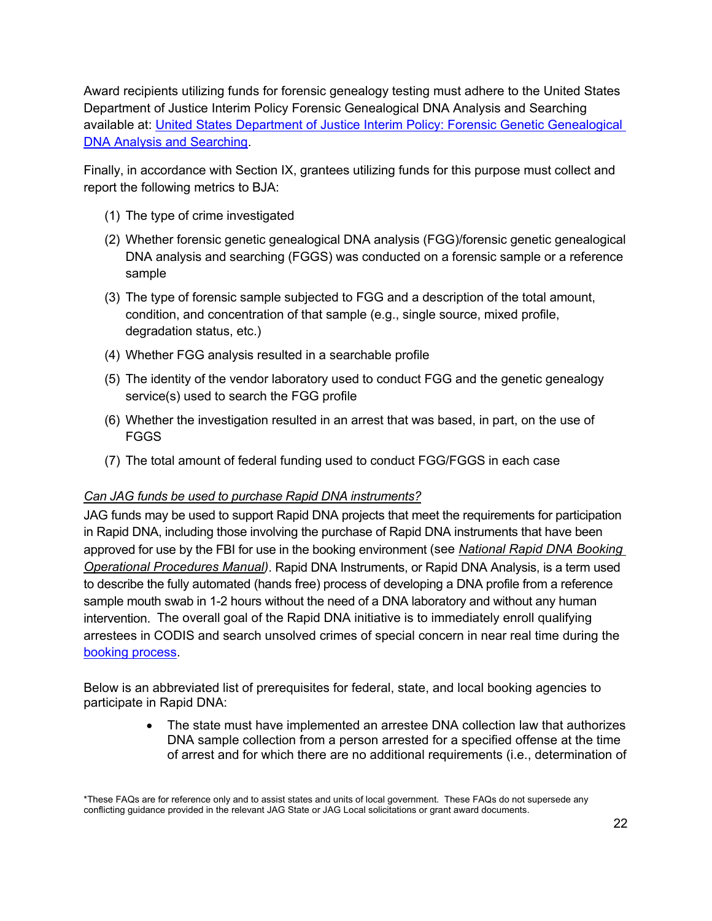Award recipients utilizing funds for forensic genealogy testing must adhere to the United States Department of Justice Interim Policy Forensic Genealogical DNA Analysis and Searching available at: [United States Department of Justice Interim Policy: Forensic Genetic Genealogical DNA Analysis and Searching](#).

Finally, in accordance with Section IX, grantees utilizing funds for this purpose must collect and report the following metrics to BJA:

(1) The type of crime investigated

(2) Whether forensic genetic genealogical DNA analysis (FGG)/forensic genetic genealogical DNA analysis and searching (FGGS) was conducted on a forensic sample or a reference sample

(3) The type of forensic sample subjected to FGG and a description of the total amount, condition, and concentration of that sample (e.g., single source, mixed profile, degradation status, etc.)

(4) Whether FGG analysis resulted in a searchable profile

(5) The identity of the vendor laboratory used to conduct FGG and the genetic genealogy service(s) used to search the FGG profile

(6) Whether the investigation resulted in an arrest that was based, in part, on the use of FGGS

(7) The total amount of federal funding used to conduct FGG/FGGS in each case

*Can JAG funds be used to purchase Rapid DNA instruments?*

JAG funds may be used to support Rapid DNA projects that meet the requirements for participation in Rapid DNA, including those involving the purchase of Rapid DNA instruments that have been approved for use by the FBI for use in the booking environment (see *National Rapid DNA Booking Operational Procedures Manual)*. Rapid DNA Instruments, or Rapid DNA Analysis, is a term used to describe the fully automated (hands free) process of developing a DNA profile from a reference sample mouth swab in 1-2 hours without the need of a DNA laboratory and without any human intervention. The overall goal of the Rapid DNA initiative is to immediately enroll qualifying arrestees in CODIS and search unsolved crimes of special concern in near real time during the [booking process](#).

Below is an abbreviated list of prerequisites for federal, state, and local booking agencies to participate in Rapid DNA:

- The state must have implemented an arrestee DNA collection law that authorizes DNA sample collection from a person arrested for a specified offense at the time of arrest and for which there are no additional requirements (i.e., determination of

*These FAQs are for reference only and to assist states and units of local government. These FAQs do not supersede any conflicting guidance provided in the relevant JAG State or JAG Local solicitations or grant award documents.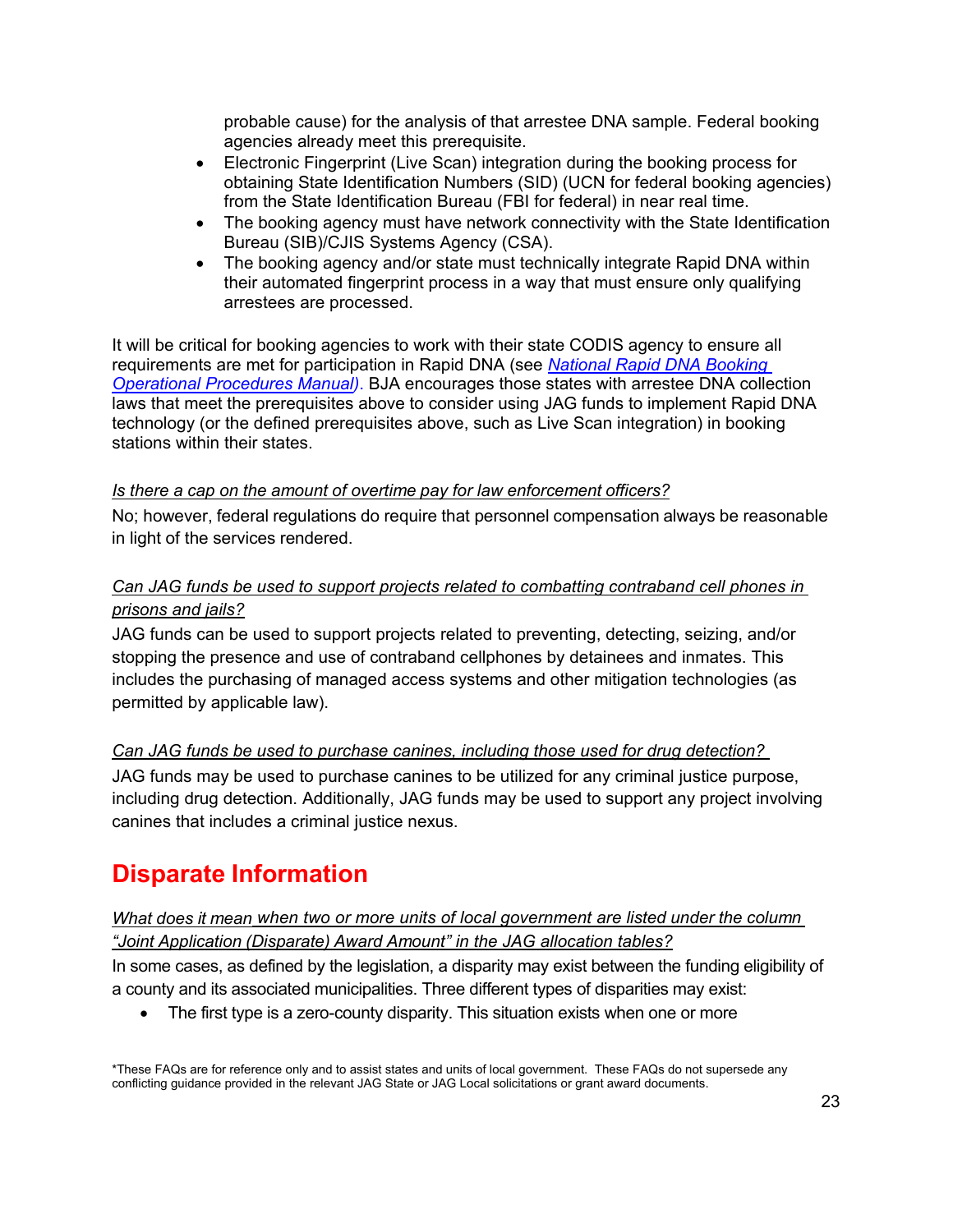probable cause) for the analysis of that arrestee DNA sample. Federal booking agencies already meet this prerequisite.

- Electronic Fingerprint (Live Scan) integration during the booking process for obtaining State Identification Numbers (SID) (UCN for federal booking agencies) from the State Identification Bureau (FBI for federal) in near real time.
- The booking agency must have network connectivity with the State Identification Bureau (SIB)/CJIS Systems Agency (CSA).
- The booking agency and/or state must technically integrate Rapid DNA within their automated fingerprint process in a way that must ensure only qualifying arrestees are processed.

It will be critical for booking agencies to work with their state CODIS agency to ensure all requirements are met for participation in Rapid DNA (see [National Rapid DNA Booking Operational Procedures Manual](#)). BJA encourages those states with arrestee DNA collection laws that meet the prerequisites above to consider using JAG funds to implement Rapid DNA technology (or the defined prerequisites above, such as Live Scan integration) in booking stations within their states.

*Is there a cap on the amount of overtime pay for law enforcement officers?*

No; however, federal regulations do require that personnel compensation always be reasonable in light of the services rendered.

*Can JAG funds be used to support projects related to combatting contraband cell phones in prisons and jails?*

JAG funds can be used to support projects related to preventing, detecting, seizing, and/or stopping the presence and use of contraband cellphones by detainees and inmates. This includes the purchasing of managed access systems and other mitigation technologies (as permitted by applicable law).

*Can JAG funds be used to purchase canines, including those used for drug detection?*

JAG funds may be used to purchase canines to be utilized for any criminal justice purpose, including drug detection. Additionally, JAG funds may be used to support any project involving canines that includes a criminal justice nexus.

# Disparate Information

*What does it mean when two or more units of local government are listed under the column "Joint Application (Disparate) Award Amount" in the JAG allocation tables?*

In some cases, as defined by the legislation, a disparity may exist between the funding eligibility of a county and its associated municipalities. Three different types of disparities may exist:

- The first type is a zero-county disparity. This situation exists when one or more

*These FAQs are for reference only and to assist states and units of local government. These FAQs do not supersede any conflicting guidance provided in the relevant JAG State or JAG Local solicitations or grant award documents.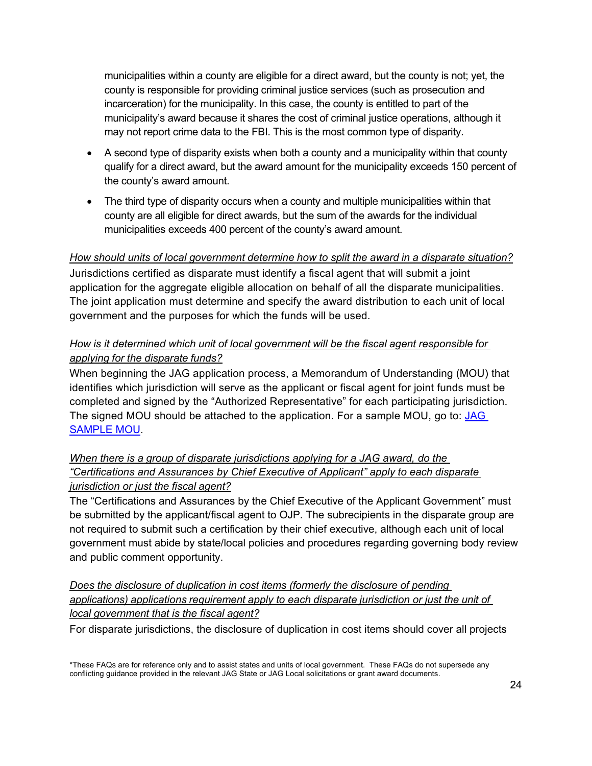municipalities within a county are eligible for a direct award, but the county is not; yet, the county is responsible for providing criminal justice services (such as prosecution and incarceration) for the municipality. In this case, the county is entitled to part of the municipality's award because it shares the cost of criminal justice operations, although it may not report crime data to the FBI. This is the most common type of disparity.

- A second type of disparity exists when both a county and a municipality within that county qualify for a direct award, but the award amount for the municipality exceeds 150 percent of the county's award amount.
- The third type of disparity occurs when a county and multiple municipalities within that county are all eligible for direct awards, but the sum of the awards for the individual municipalities exceeds 400 percent of the county's award amount.

*How should units of local government determine how to split the award in a disparate situation?*

Jurisdictions certified as disparate must identify a fiscal agent that will submit a joint application for the aggregate eligible allocation on behalf of all the disparate municipalities. The joint application must determine and specify the award distribution to each unit of local government and the purposes for which the funds will be used.

*How is it determined which unit of local government will be the fiscal agent responsible for applying for the disparate funds?*

When beginning the JAG application process, a Memorandum of Understanding (MOU) that identifies which jurisdiction will serve as the applicant or fiscal agent for joint funds must be completed and signed by the "Authorized Representative" for each participating jurisdiction. The signed MOU should be attached to the application. For a sample MOU, go to: [JAG SAMPLE MOU](JAG SAMPLE MOU).

*When there is a group of disparate jurisdictions applying for a JAG award, do the "Certifications and Assurances by Chief Executive of Applicant" apply to each disparate jurisdiction or just the fiscal agent?*

The "Certifications and Assurances by the Chief Executive of the Applicant Government" must be submitted by the applicant/fiscal agent to OJP. The subrecipients in the disparate group are not required to submit such a certification by their chief executive, although each unit of local government must abide by state/local policies and procedures regarding governing body review and public comment opportunity.

*Does the disclosure of duplication in cost items (formerly the disclosure of pending applications) applications requirement apply to each disparate jurisdiction or just the unit of local government that is the fiscal agent?*

For disparate jurisdictions, the disclosure of duplication in cost items should cover all projects

*These FAQs are for reference only and to assist states and units of local government. These FAQs do not supersede any conflicting guidance provided in the relevant JAG State or JAG Local solicitations or grant award documents.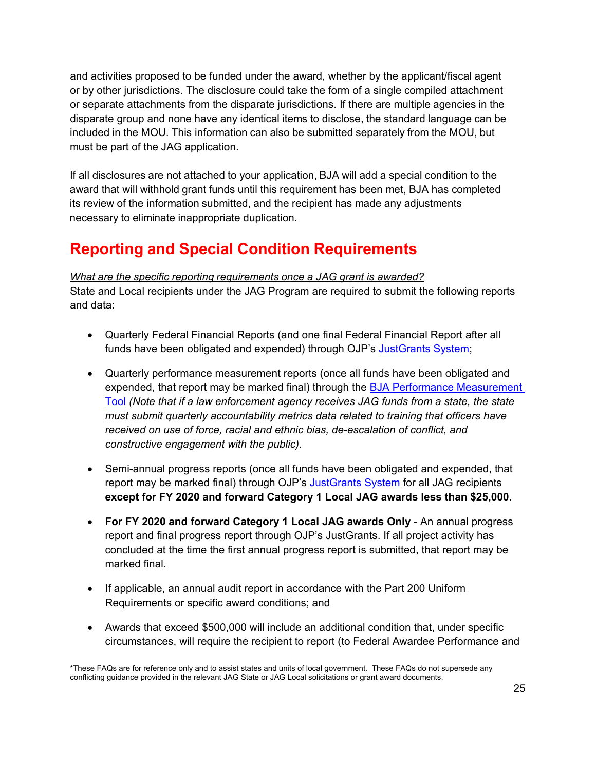and activities proposed to be funded under the award, whether by the applicant/fiscal agent or by other jurisdictions. The disclosure could take the form of a single compiled attachment or separate attachments from the disparate jurisdictions. If there are multiple agencies in the disparate group and none have any identical items to disclose, the standard language can be included in the MOU. This information can also be submitted separately from the MOU, but must be part of the JAG application.

If all disclosures are not attached to your application, BJA will add a special condition to the award that will withhold grant funds until this requirement has been met, BJA has completed its review of the information submitted, and the recipient has made any adjustments necessary to eliminate inappropriate duplication.

## Reporting and Special Condition Requirements

*What are the specific reporting requirements once a JAG grant is awarded?*
State and Local recipients under the JAG Program are required to submit the following reports and data:

- Quarterly Federal Financial Reports (and one final Federal Financial Report after all funds have been obligated and expended) through OJP's JustGrants System;

- Quarterly performance measurement reports (once all funds have been obligated and expended, that report may be marked final) through the BJA Performance Measurement Tool *(Note that if a law enforcement agency receives JAG funds from a state, the state must submit quarterly accountability metrics data related to training that officers have received on use of force, racial and ethnic bias, de-escalation of conflict, and constructive engagement with the public).*

- Semi-annual progress reports (once all funds have been obligated and expended, that report may be marked final) through OJP's JustGrants System for all JAG recipients **except for FY 2020 and forward Category 1 Local JAG awards less than $25,000**.

- **For FY 2020 and forward Category 1 Local JAG awards Only** - An annual progress report and final progress report through OJP's JustGrants. If all project activity has concluded at the time the first annual progress report is submitted, that report may be marked final.

- If applicable, an annual audit report in accordance with the Part 200 Uniform Requirements or specific award conditions; and

- Awards that exceed $500,000 will include an additional condition that, under specific circumstances, will require the recipient to report (to Federal Awardee Performance and

*These FAQs are for reference only and to assist states and units of local government. These FAQs do not supersede any conflicting guidance provided in the relevant JAG State or JAG Local solicitations or grant award documents.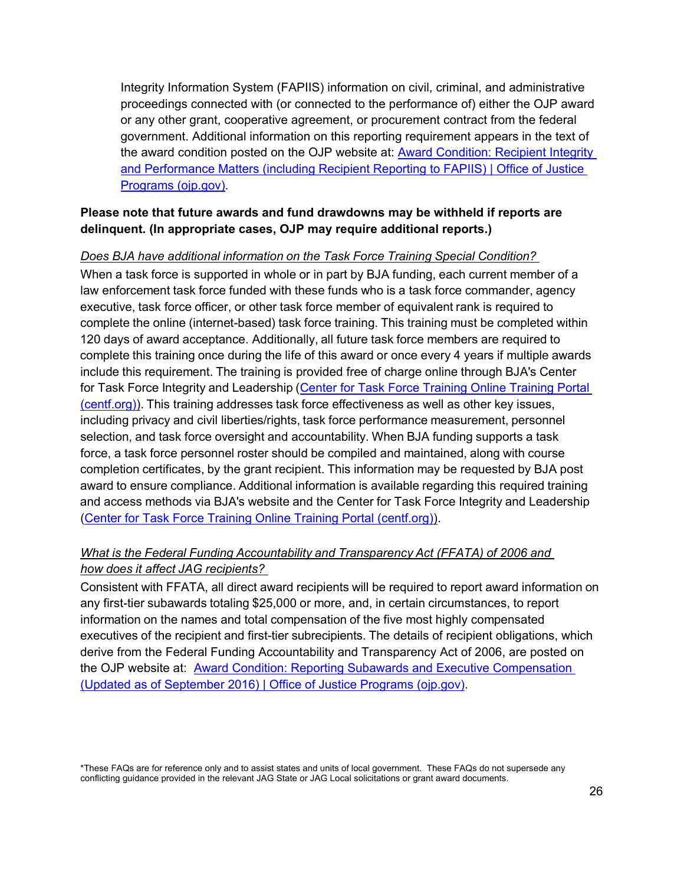Integrity Information System (FAPIIS) information on civil, criminal, and administrative proceedings connected with (or connected to the performance of) either the OJP award or any other grant, cooperative agreement, or procurement contract from the federal government. Additional information on this reporting requirement appears in the text of the award condition posted on the OJP website at: [Award Condition: Recipient Integrity and Performance Matters (including Recipient Reporting to FAPIIS) | Office of Justice Programs (ojp.gov)](https://ojp.gov).

**Please note that future awards and fund drawdowns may be withheld if reports are delinquent. (In appropriate cases, OJP may require additional reports.)**

*Does BJA have additional information on the Task Force Training Special Condition?*

When a task force is supported in whole or in part by BJA funding, each current member of a law enforcement task force funded with these funds who is a task force commander, agency executive, task force officer, or other task force member of equivalent rank is required to complete the online (internet-based) task force training. This training must be completed within 120 days of award acceptance. Additionally, all future task force members are required to complete this training once during the life of this award or once every 4 years if multiple awards include this requirement. The training is provided free of charge online through BJA's Center for Task Force Integrity and Leadership ([Center for Task Force Training Online Training Portal (centf.org)](https://centf.org)). This training addresses task force effectiveness as well as other key issues, including privacy and civil liberties/rights, task force performance measurement, personnel selection, and task force oversight and accountability. When BJA funding supports a task force, a task force personnel roster should be compiled and maintained, along with course completion certificates, by the grant recipient. This information may be requested by BJA post award to ensure compliance. Additional information is available regarding this required training and access methods via BJA's website and the Center for Task Force Integrity and Leadership ([Center for Task Force Training Online Training Portal (centf.org)](https://centf.org)).

*What is the Federal Funding Accountability and Transparency Act (FFATA) of 2006 and how does it affect JAG recipients?*

Consistent with FFATA, all direct award recipients will be required to report award information on any first-tier subawards totaling $25,000 or more, and, in certain circumstances, to report information on the names and total compensation of the five most highly compensated executives of the recipient and first-tier subrecipients. The details of recipient obligations, which derive from the Federal Funding Accountability and Transparency Act of 2006, are posted on the OJP website at: [Award Condition: Reporting Subawards and Executive Compensation (Updated as of September 2016) | Office of Justice Programs (ojp.gov)](https://ojp.gov).

*These FAQs are for reference only and to assist states and units of local government. These FAQs do not supersede any conflicting guidance provided in the relevant JAG State or JAG Local solicitations or grant award documents.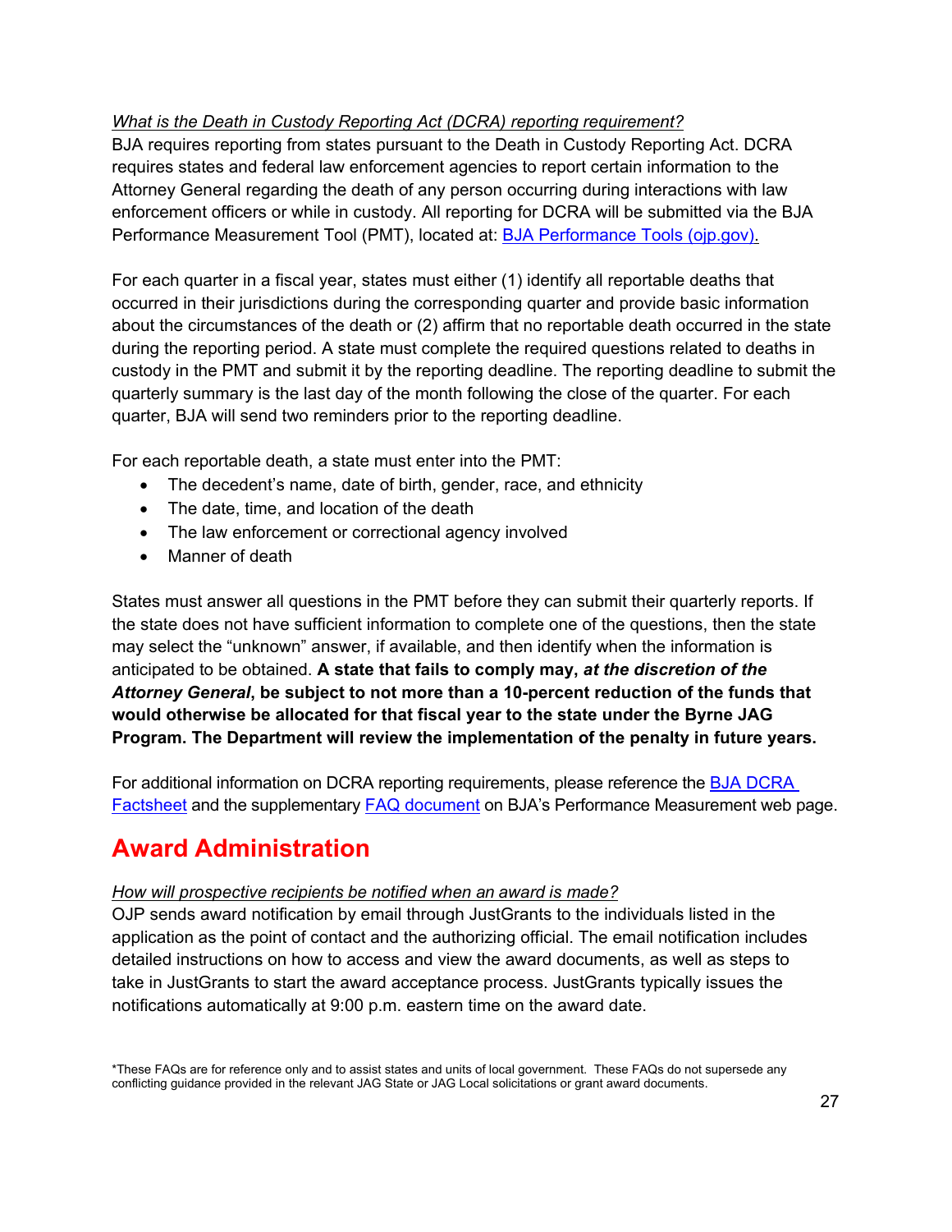*What is the Death in Custody Reporting Act (DCRA) reporting requirement?*

BJA requires reporting from states pursuant to the Death in Custody Reporting Act. DCRA requires states and federal law enforcement agencies to report certain information to the Attorney General regarding the death of any person occurring during interactions with law enforcement officers or while in custody. All reporting for DCRA will be submitted via the BJA Performance Measurement Tool (PMT), located at: [BJA Performance Tools (ojp.gov).]()

For each quarter in a fiscal year, states must either (1) identify all reportable deaths that occurred in their jurisdictions during the corresponding quarter and provide basic information about the circumstances of the death or (2) affirm that no reportable death occurred in the state during the reporting period. A state must complete the required questions related to deaths in custody in the PMT and submit it by the reporting deadline. The reporting deadline to submit the quarterly summary is the last day of the month following the close of the quarter. For each quarter, BJA will send two reminders prior to the reporting deadline.

For each reportable death, a state must enter into the PMT:

- The decedent's name, date of birth, gender, race, and ethnicity
- The date, time, and location of the death
- The law enforcement or correctional agency involved
- Manner of death

States must answer all questions in the PMT before they can submit their quarterly reports. If the state does not have sufficient information to complete one of the questions, then the state may select the "unknown" answer, if available, and then identify when the information is anticipated to be obtained. **A state that fails to comply may, *at the discretion of the Attorney General*, be subject to not more than a 10-percent reduction of the funds that would otherwise be allocated for that fiscal year to the state under the Byrne JAG Program. The Department will review the implementation of the penalty in future years.**

For additional information on DCRA reporting requirements, please reference the [BJA DCRA Factsheet]() and the supplementary [FAQ document]() on BJA's Performance Measurement web page.

# Award Administration

*How will prospective recipients be notified when an award is made?*

OJP sends award notification by email through JustGrants to the individuals listed in the application as the point of contact and the authorizing official. The email notification includes detailed instructions on how to access and view the award documents, as well as steps to take in JustGrants to start the award acceptance process. JustGrants typically issues the notifications automatically at 9:00 p.m. eastern time on the award date.

*These FAQs are for reference only and to assist states and units of local government. These FAQs do not supersede any conflicting guidance provided in the relevant JAG State or JAG Local solicitations or grant award documents.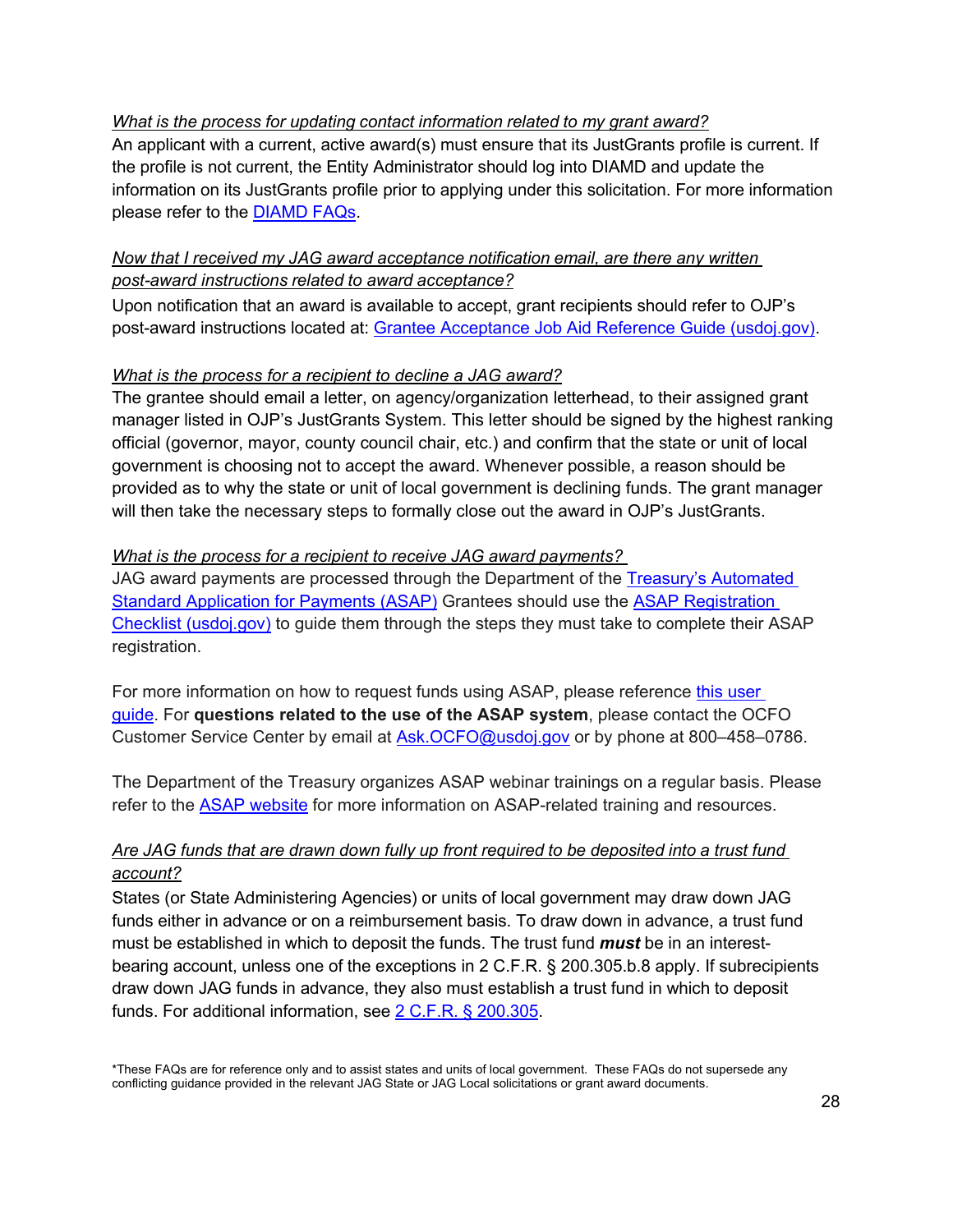*What is the process for updating contact information related to my grant award?*

An applicant with a current, active award(s) must ensure that its JustGrants profile is current. If the profile is not current, the Entity Administrator should log into DIAMD and update the information on its JustGrants profile prior to applying under this solicitation. For more information please refer to the DIAMD FAQs.

*Now that I received my JAG award acceptance notification email, are there any written post-award instructions related to award acceptance?*

Upon notification that an award is available to accept, grant recipients should refer to OJP's post-award instructions located at: Grantee Acceptance Job Aid Reference Guide (usdoj.gov).

*What is the process for a recipient to decline a JAG award?*

The grantee should email a letter, on agency/organization letterhead, to their assigned grant manager listed in OJP's JustGrants System. This letter should be signed by the highest ranking official (governor, mayor, county council chair, etc.) and confirm that the state or unit of local government is choosing not to accept the award. Whenever possible, a reason should be provided as to why the state or unit of local government is declining funds. The grant manager will then take the necessary steps to formally close out the award in OJP's JustGrants.

*What is the process for a recipient to receive JAG award payments?*

JAG award payments are processed through the Department of the Treasury's Automated Standard Application for Payments (ASAP) Grantees should use the ASAP Registration Checklist (usdoj.gov) to guide them through the steps they must take to complete their ASAP registration.

For more information on how to request funds using ASAP, please reference this user guide. For **questions related to the use of the ASAP system**, please contact the OCFO Customer Service Center by email at Ask.OCFO@usdoj.gov or by phone at 800–458–0786.

The Department of the Treasury organizes ASAP webinar trainings on a regular basis. Please refer to the ASAP website for more information on ASAP-related training and resources.

*Are JAG funds that are drawn down fully up front required to be deposited into a trust fund account?*

States (or State Administering Agencies) or units of local government may draw down JAG funds either in advance or on a reimbursement basis. To draw down in advance, a trust fund must be established in which to deposit the funds. The trust fund ***must*** be in an interest-bearing account, unless one of the exceptions in 2 C.F.R. § 200.305.b.8 apply. If subrecipients draw down JAG funds in advance, they also must establish a trust fund in which to deposit funds. For additional information, see 2 C.F.R. § 200.305.

*These FAQs are for reference only and to assist states and units of local government. These FAQs do not supersede any conflicting guidance provided in the relevant JAG State or JAG Local solicitations or grant award documents.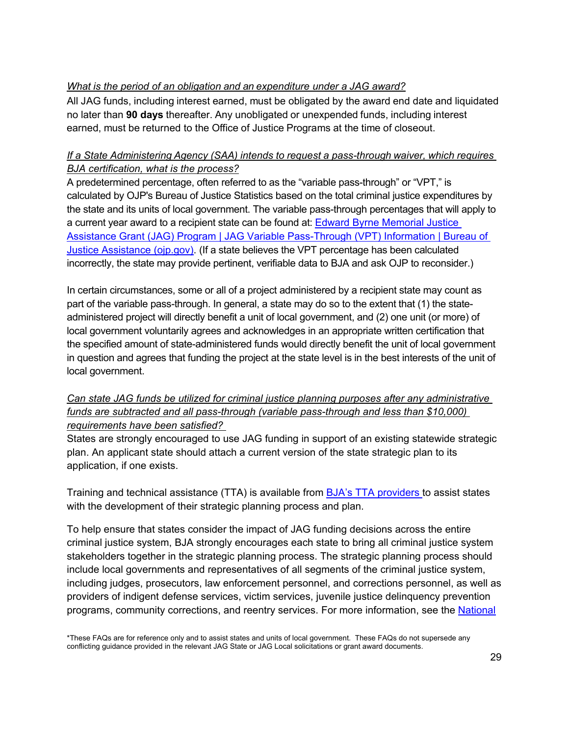*What is the period of an obligation and an expenditure under a JAG award?*

All JAG funds, including interest earned, must be obligated by the award end date and liquidated no later than **90 days** thereafter. Any unobligated or unexpended funds, including interest earned, must be returned to the Office of Justice Programs at the time of closeout.

*If a State Administering Agency (SAA) intends to request a pass-through waiver, which requires BJA certification, what is the process?*

A predetermined percentage, often referred to as the "variable pass-through" or "VPT," is calculated by OJP's Bureau of Justice Statistics based on the total criminal justice expenditures by the state and its units of local government. The variable pass-through percentages that will apply to a current year award to a recipient state can be found at: [Edward Byrne Memorial Justice Assistance Grant (JAG) Program | JAG Variable Pass-Through (VPT) Information | Bureau of Justice Assistance (ojp.gov)](). (If a state believes the VPT percentage has been calculated incorrectly, the state may provide pertinent, verifiable data to BJA and ask OJP to reconsider.)

In certain circumstances, some or all of a project administered by a recipient state may count as part of the variable pass-through. In general, a state may do so to the extent that (1) the state-administered project will directly benefit a unit of local government, and (2) one unit (or more) of local government voluntarily agrees and acknowledges in an appropriate written certification that the specified amount of state-administered funds would directly benefit the unit of local government in question and agrees that funding the project at the state level is in the best interests of the unit of local government.

*Can state JAG funds be utilized for criminal justice planning purposes after any administrative funds are subtracted and all pass-through (variable pass-through and less than $10,000) requirements have been satisfied?*

States are strongly encouraged to use JAG funding in support of an existing statewide strategic plan. An applicant state should attach a current version of the state strategic plan to its application, if one exists.

Training and technical assistance (TTA) is available from [BJA's TTA providers]() to assist states with the development of their strategic planning process and plan.

To help ensure that states consider the impact of JAG funding decisions across the entire criminal justice system, BJA strongly encourages each state to bring all criminal justice system stakeholders together in the strategic planning process. The strategic planning process should include local governments and representatives of all segments of the criminal justice system, including judges, prosecutors, law enforcement personnel, and corrections personnel, as well as providers of indigent defense services, victim services, juvenile justice delinquency prevention programs, community corrections, and reentry services. For more information, see the [National]()

*These FAQs are for reference only and to assist states and units of local government. These FAQs do not supersede any conflicting guidance provided in the relevant JAG State or JAG Local solicitations or grant award documents.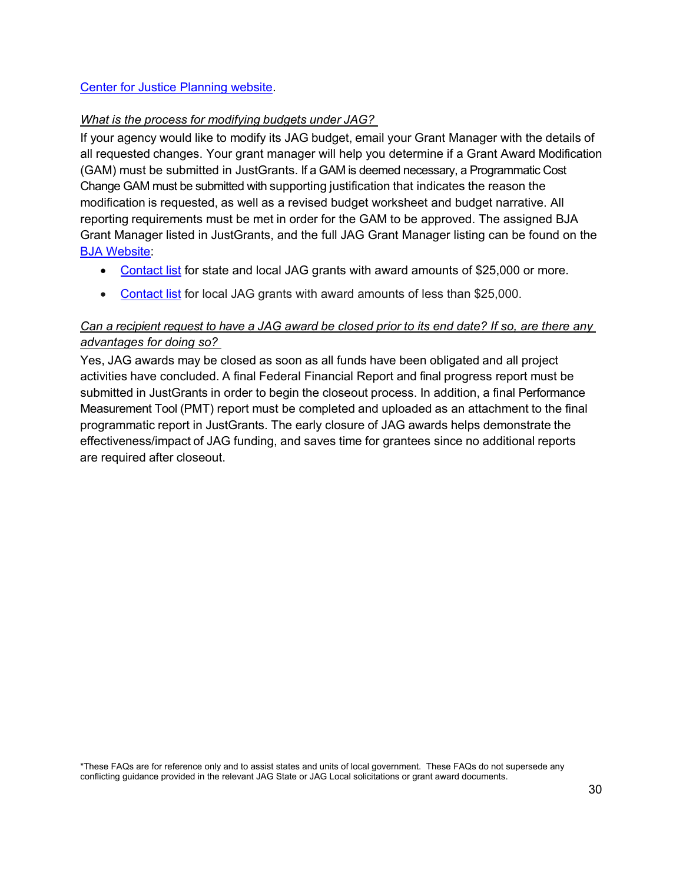Center for Justice Planning website.

*What is the process for modifying budgets under JAG?*

If your agency would like to modify its JAG budget, email your Grant Manager with the details of all requested changes. Your grant manager will help you determine if a Grant Award Modification (GAM) must be submitted in JustGrants. If a GAM is deemed necessary, a Programmatic Cost Change GAM must be submitted with supporting justification that indicates the reason the modification is requested, as well as a revised budget worksheet and budget narrative. All reporting requirements must be met in order for the GAM to be approved. The assigned BJA Grant Manager listed in JustGrants, and the full JAG Grant Manager listing can be found on the BJA Website:

- Contact list for state and local JAG grants with award amounts of $25,000 or more.
- Contact list for local JAG grants with award amounts of less than $25,000.

*Can a recipient request to have a JAG award be closed prior to its end date? If so, are there any advantages for doing so?*

Yes, JAG awards may be closed as soon as all funds have been obligated and all project activities have concluded. A final Federal Financial Report and final progress report must be submitted in JustGrants in order to begin the closeout process. In addition, a final Performance Measurement Tool (PMT) report must be completed and uploaded as an attachment to the final programmatic report in JustGrants. The early closure of JAG awards helps demonstrate the effectiveness/impact of JAG funding, and saves time for grantees since no additional reports are required after closeout.

*These FAQs are for reference only and to assist states and units of local government. These FAQs do not supersede any conflicting guidance provided in the relevant JAG State or JAG Local solicitations or grant award documents.